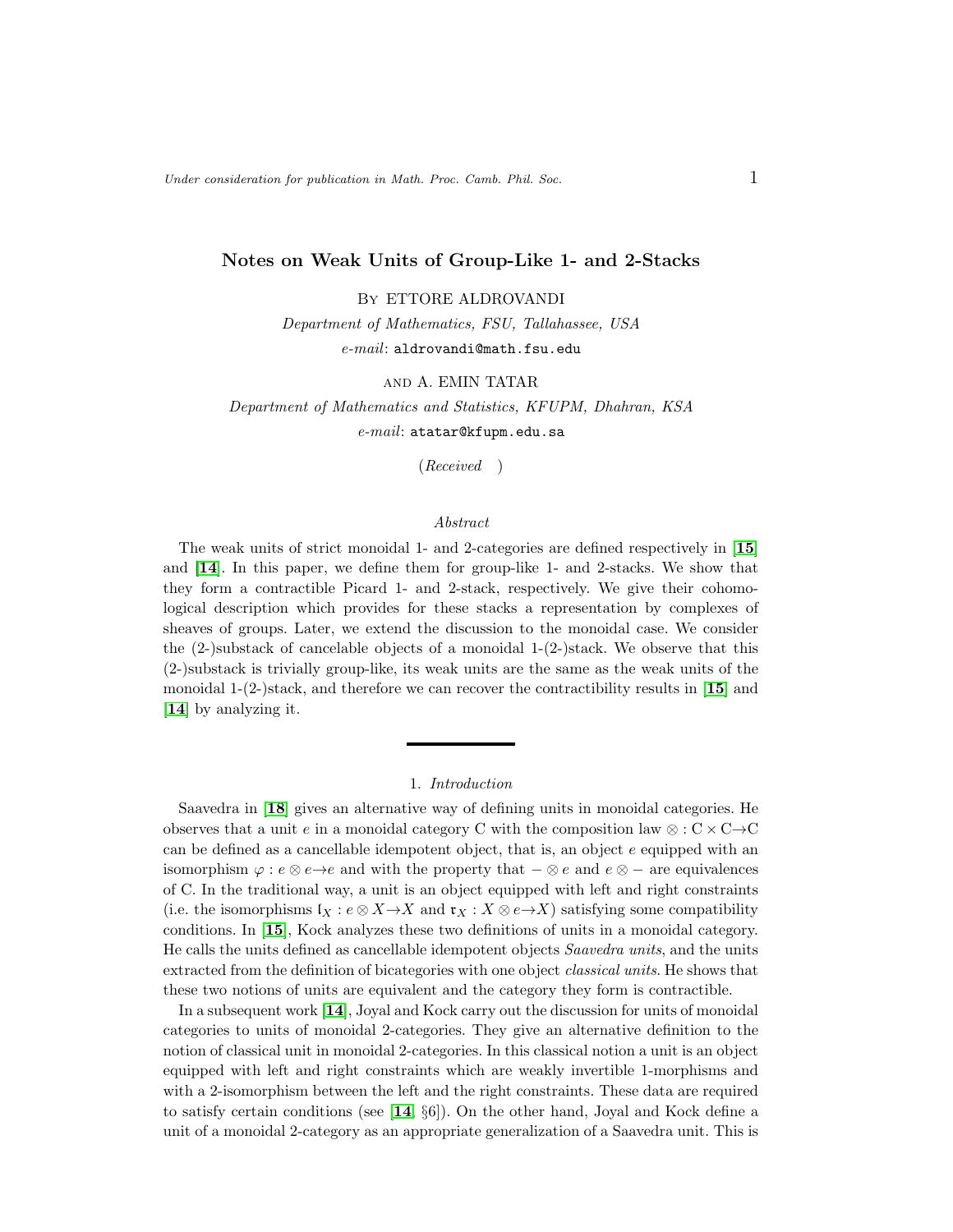# Notes on Weak Units of Group-Like 1- and 2-Stacks

By ETTORE ALDROVANDI

*Department of Mathematics, FSU, Tallahassee, USA*
*e-mail*: `aldrovandi@math.fsu.edu`

AND A. EMIN TATAR

*Department of Mathematics and Statistics, KFUPM, Dhahran, KSA*
*e-mail*: `atatar@kfupm.edu.sa`

(*Received* )

### Abstract

The weak units of strict monoidal 1- and 2-categories are defined respectively in [**15**] and [**14**]. In this paper, we define them for group-like 1- and 2-stacks. We show that they form a contractible Picard 1- and 2-stack, respectively. We give their cohomological description which provides for these stacks a representation by complexes of sheaves of groups. Later, we extend the discussion to the monoidal case. We consider the (2-)substack of cancelable objects of a monoidal 1-(2-)stack. We observe that this (2-)substack is trivially group-like, its weak units are the same as the weak units of the monoidal 1-(2-)stack, and therefore we can recover the contractibility results in [**15**] and [**14**] by analyzing it.

## 1. *Introduction*

Saavedra in [**18**] gives an alternative way of defining units in monoidal categories. He observes that a unit $e$ in a monoidal category C with the composition law $\otimes : \mathrm{C} \times \mathrm{C} \to \mathrm{C}$ can be defined as a cancellable idempotent object, that is, an object $e$ equipped with an isomorphism $\varphi : e \otimes e \to e$ and with the property that $- \otimes e$ and $e \otimes -$ are equivalences of C. In the traditional way, a unit is an object equipped with left and right constraints (i.e. the isomorphisms $\mathfrak{l}_X : e \otimes X \to X$ and $\mathfrak{r}_X : X \otimes e \to X$) satisfying some compatibility conditions. In [**15**], Kock analyzes these two definitions of units in a monoidal category. He calls the units defined as cancellable idempotent objects *Saavedra units*, and the units extracted from the definition of bicategories with one object *classical units*. He shows that these two notions of units are equivalent and the category they form is contractible.

In a subsequent work [**14**], Joyal and Kock carry out the discussion for units of monoidal categories to units of monoidal 2-categories. They give an alternative definition to the notion of classical unit in monoidal 2-categories. In this classical notion a unit is an object equipped with left and right constraints which are weakly invertible 1-morphisms and with a 2-isomorphism between the left and the right constraints. These data are required to satisfy certain conditions (see [**14**, §6]). On the other hand, Joyal and Kock define a unit of a monoidal 2-category as an appropriate generalization of a Saavedra unit. This is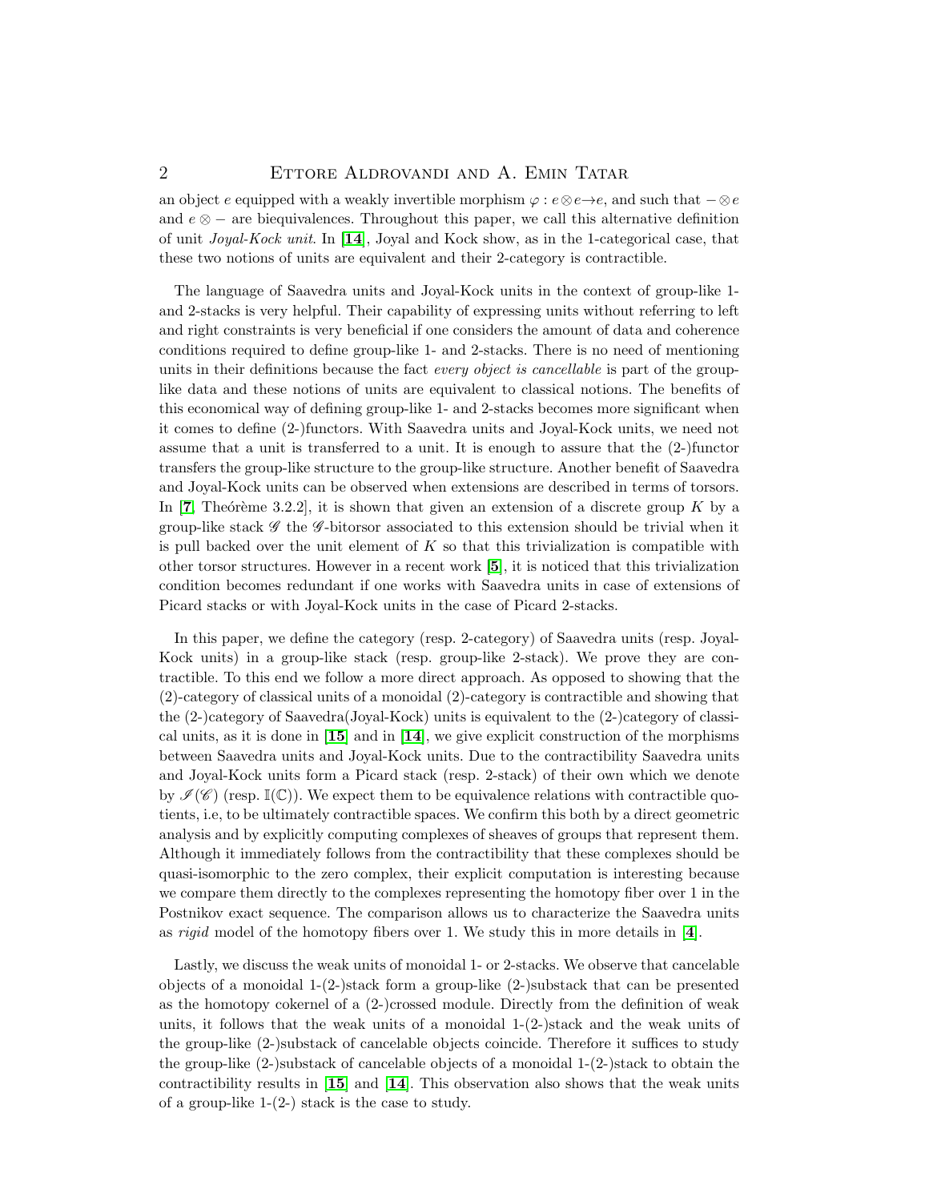an object $e$ equipped with a weakly invertible morphism $\varphi : e \otimes e \to e$, and such that $- \otimes e$ and $e \otimes -$ are biequivalences. Throughout this paper, we call this alternative definition of unit *Joyal-Kock unit*. In [**14**], Joyal and Kock show, as in the 1-categorical case, that these two notions of units are equivalent and their 2-category is contractible.

The language of Saavedra units and Joyal-Kock units in the context of group-like 1- and 2-stacks is very helpful. Their capability of expressing units without referring to left and right constraints is very beneficial if one considers the amount of data and coherence conditions required to define group-like 1- and 2-stacks. There is no need of mentioning units in their definitions because the fact *every object is cancellable* is part of the group-like data and these notions of units are equivalent to classical notions. The benefits of this economical way of defining group-like 1- and 2-stacks becomes more significant when it comes to define (2-)functors. With Saavedra units and Joyal-Kock units, we need not assume that a unit is transferred to a unit. It is enough to assure that the (2-)functor transfers the group-like structure to the group-like structure. Another benefit of Saavedra and Joyal-Kock units can be observed when extensions are described in terms of torsors. In [**7**, Theórème 3.2.2], it is shown that given an extension of a discrete group $K$ by a group-like stack $\mathscr{G}$ the $\mathscr{G}$-bitorsor associated to this extension should be trivial when it is pull backed over the unit element of $K$ so that this trivialization is compatible with other torsor structures. However in a recent work [**5**], it is noticed that this trivialization condition becomes redundant if one works with Saavedra units in case of extensions of Picard stacks or with Joyal-Kock units in the case of Picard 2-stacks.

In this paper, we define the category (resp. 2-category) of Saavedra units (resp. Joyal-Kock units) in a group-like stack (resp. group-like 2-stack). We prove they are contractible. To this end we follow a more direct approach. As opposed to showing that the (2)-category of classical units of a monoidal (2)-category is contractible and showing that the (2-)category of Saavedra(Joyal-Kock) units is equivalent to the (2-)category of classical units, as it is done in [**15**] and in [**14**], we give explicit construction of the morphisms between Saavedra units and Joyal-Kock units. Due to the contractibility Saavedra units and Joyal-Kock units form a Picard stack (resp. 2-stack) of their own which we denote by $\mathscr{I}(\mathscr{C})$ (resp. $\mathbb{I}(\mathbb{C})$). We expect them to be equivalence relations with contractible quotients, i.e, to be ultimately contractible spaces. We confirm this both by a direct geometric analysis and by explicitly computing complexes of sheaves of groups that represent them. Although it immediately follows from the contractibility that these complexes should be quasi-isomorphic to the zero complex, their explicit computation is interesting because we compare them directly to the complexes representing the homotopy fiber over 1 in the Postnikov exact sequence. The comparison allows us to characterize the Saavedra units as *rigid* model of the homotopy fibers over 1. We study this in more details in [**4**].

Lastly, we discuss the weak units of monoidal 1- or 2-stacks. We observe that cancelable objects of a monoidal 1-(2-)stack form a group-like (2-)substack that can be presented as the homotopy cokernel of a (2-)crossed module. Directly from the definition of weak units, it follows that the weak units of a monoidal 1-(2-)stack and the weak units of the group-like (2-)substack of cancelable objects coincide. Therefore it suffices to study the group-like (2-)substack of cancelable objects of a monoidal 1-(2-)stack to obtain the contractibility results in [**15**] and [**14**]. This observation also shows that the weak units of a group-like 1-(2-) stack is the case to study.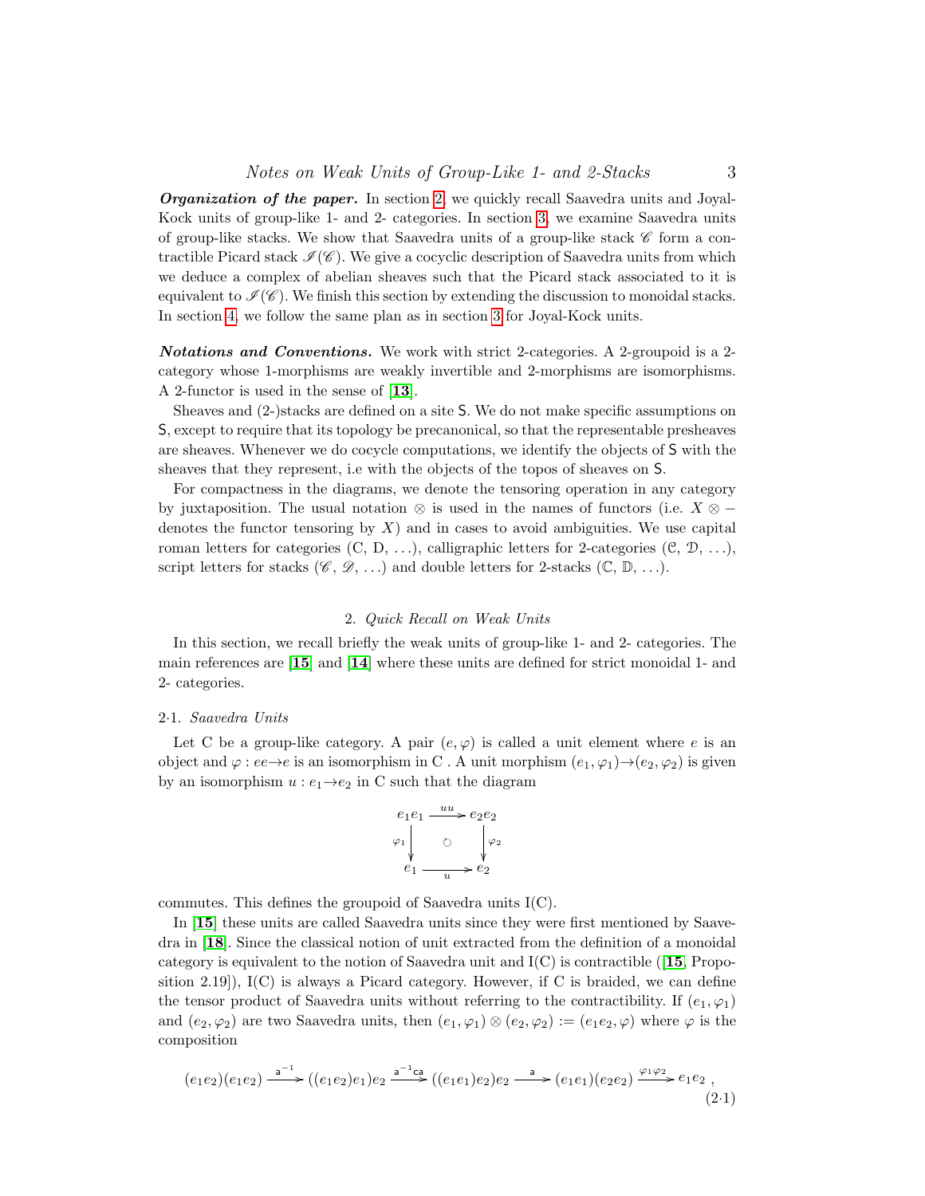***Organization of the paper.*** In section 2, we quickly recall Saavedra units and Joyal-Kock units of group-like 1- and 2- categories. In section 3, we examine Saavedra units of group-like stacks. We show that Saavedra units of a group-like stack $\mathscr{C}$ form a contractible Picard stack $\mathscr{I}(\mathscr{C})$. We give a cocyclic description of Saavedra units from which we deduce a complex of abelian sheaves such that the Picard stack associated to it is equivalent to $\mathscr{I}(\mathscr{C})$. We finish this section by extending the discussion to monoidal stacks. In section 4, we follow the same plan as in section 3 for Joyal-Kock units.

***Notations and Conventions.*** We work with strict 2-categories. A 2-groupoid is a 2-category whose 1-morphisms are weakly invertible and 2-morphisms are isomorphisms. A 2-functor is used in the sense of [**13**].

Sheaves and (2-)stacks are defined on a site $\mathsf{S}$. We do not make specific assumptions on $\mathsf{S}$, except to require that its topology be precanonical, so that the representable presheaves are sheaves. Whenever we do cocycle computations, we identify the objects of $\mathsf{S}$ with the sheaves that they represent, i.e with the objects of the topos of sheaves on $\mathsf{S}$.

For compactness in the diagrams, we denote the tensoring operation in any category by juxtaposition. The usual notation $\otimes$ is used in the names of functors (i.e. $X \otimes -$ denotes the functor tensoring by $X$) and in cases to avoid ambiguities. We use capital roman letters for categories (C, D, ...), calligraphic letters for 2-categories ($\mathcal{C}$, $\mathcal{D}$, ...), script letters for stacks ($\mathscr{C}$, $\mathscr{D}$, ...) and double letters for 2-stacks ($\mathbb{C}$, $\mathbb{D}$, ...).

## 2. *Quick Recall on Weak Units*

In this section, we recall briefly the weak units of group-like 1- and 2- categories. The main references are [**15**] and [**14**] where these units are defined for strict monoidal 1- and 2- categories.

### 2·1. *Saavedra Units*

Let C be a group-like category. A pair $(e, \varphi)$ is called a unit element where $e$ is an object and $\varphi : ee \to e$ is an isomorphism in C . A unit morphism $(e_1, \varphi_1) \to (e_2, \varphi_2)$ is given by an isomorphism $u : e_1 \to e_2$ in C such that the diagram

$$\begin{array}{ccc} e_1e_1 & \xrightarrow{uu} & e_2e_2 \\ {\scriptstyle \varphi_1}\downarrow & \circlearrowleft & \downarrow{\scriptstyle \varphi_2} \\ e_1 & \xrightarrow[u]{} & e_2 \end{array}$$

commutes. This defines the groupoid of Saavedra units I(C).

In [**15**] these units are called Saavedra units since they were first mentioned by Saavedra in [**18**]. Since the classical notion of unit extracted from the definition of a monoidal category is equivalent to the notion of Saavedra unit and I(C) is contractible ([**15**, Proposition 2.19]), I(C) is always a Picard category. However, if C is braided, we can define the tensor product of Saavedra units without referring to the contractibility. If $(e_1, \varphi_1)$ and $(e_2, \varphi_2)$ are two Saavedra units, then $(e_1, \varphi_1) \otimes (e_2, \varphi_2) := (e_1e_2, \varphi)$ where $\varphi$ is the composition

$$(e_1e_2)(e_1e_2) \xrightarrow{\mathsf{a}^{-1}} ((e_1e_2)e_1)e_2 \xrightarrow{\mathsf{a}^{-1}\mathsf{c}\mathsf{a}} ((e_1e_1)e_2)e_2 \xrightarrow{\mathsf{a}} (e_1e_1)(e_2e_2) \xrightarrow{\varphi_1\varphi_2} e_1e_2 \ , \tag{2·1}$$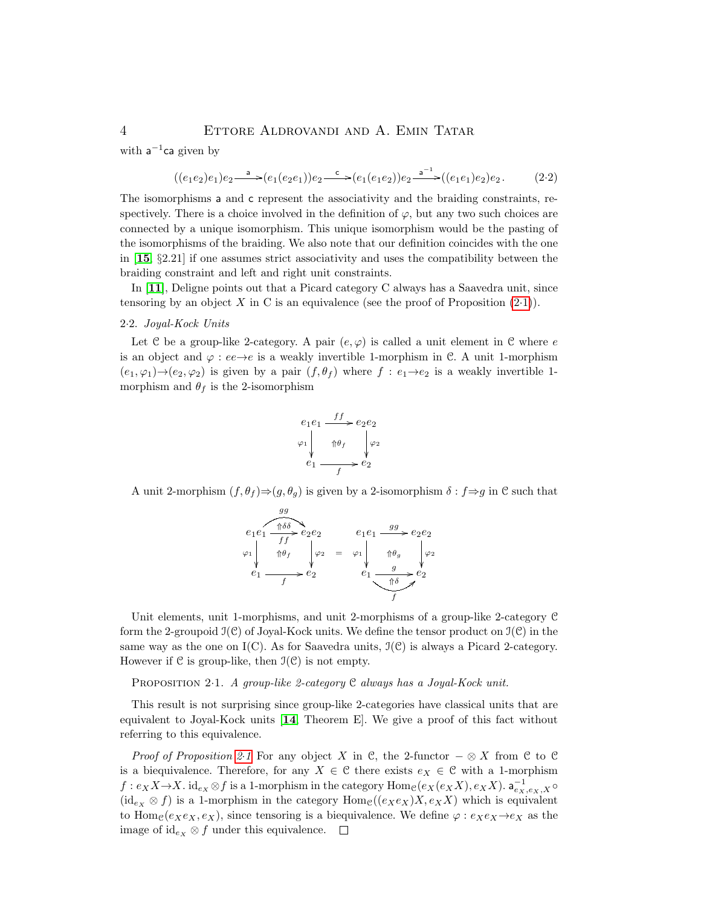with $\mathsf{a}^{-1}\mathsf{c}\mathsf{a}$ given by

$$((e_1e_2)e_1)e_2 \xrightarrow{\mathsf{a}} (e_1(e_2e_1))e_2 \xrightarrow{\mathsf{c}} (e_1(e_1e_2))e_2 \xrightarrow{\mathsf{a}^{-1}} ((e_1e_1)e_2)e_2\,. \tag{2·2}$$

The isomorphisms $\mathsf{a}$ and $\mathsf{c}$ represent the associativity and the braiding constraints, respectively. There is a choice involved in the definition of $\varphi$, but any two such choices are connected by a unique isomorphism. This unique isomorphism would be the pasting of the isomorphisms of the braiding. We also note that our definition coincides with the one in [**15**, §2.21] if one assumes strict associativity and uses the compatibility between the braiding constraint and left and right unit constraints.

In [**11**], Deligne points out that a Picard category C always has a Saavedra unit, since tensoring by an object $X$ in C is an equivalence (see the proof of Proposition (2·1)).

2·2. *Joyal-Kock Units*

Let $\mathcal{C}$ be a group-like 2-category. A pair $(e,\varphi)$ is called a unit element in $\mathcal{C}$ where $e$ is an object and $\varphi : ee \to e$ is a weakly invertible 1-morphism in $\mathcal{C}$. A unit 1-morphism $(e_1,\varphi_1)\to(e_2,\varphi_2)$ is given by a pair $(f,\theta_f)$ where $f : e_1\to e_2$ is a weakly invertible 1-morphism and $\theta_f$ is the 2-isomorphism

$$\begin{array}{ccc} e_1e_1 & \xrightarrow{ff} & e_2e_2 \\ {\scriptstyle\varphi_1}\downarrow & \Uparrow\theta_f & \downarrow{\scriptstyle\varphi_2} \\ e_1 & \xrightarrow[f]{} & e_2 \end{array}$$

A unit 2-morphism $(f,\theta_f)\Rightarrow(g,\theta_g)$ is given by a 2-isomorphism $\delta : f\Rightarrow g$ in $\mathcal{C}$ such that

$$\begin{array}{ccc} e_1e_1 & \overset{gg}{\underset{ff}{\xrightarrow{\Uparrow\delta\delta}}} & e_2e_2 \\ {\scriptstyle\varphi_1}\downarrow & \Uparrow\theta_f & \downarrow{\scriptstyle\varphi_2} \\ e_1 & \xrightarrow[f]{} & e_2 \end{array} \quad = \quad \begin{array}{ccc} e_1e_1 & \xrightarrow{gg} & e_2e_2 \\ {\scriptstyle\varphi_1}\downarrow & \Uparrow\theta_g & \downarrow{\scriptstyle\varphi_2} \\ e_1 & \overset{g}{\underset{f}{\xrightarrow{\Uparrow\delta}}} & e_2 \end{array}$$

Unit elements, unit 1-morphisms, and unit 2-morphisms of a group-like 2-category $\mathcal{C}$ form the 2-groupoid $\mathcal{I}(\mathcal{C})$ of Joyal-Kock units. We define the tensor product on $\mathcal{I}(\mathcal{C})$ in the same way as the one on I(C). As for Saavedra units, $\mathcal{I}(\mathcal{C})$ is always a Picard 2-category. However if $\mathcal{C}$ is group-like, then $\mathcal{I}(\mathcal{C})$ is not empty.

Proposition 2·1. *A group-like 2-category $\mathcal{C}$ always has a Joyal-Kock unit.*

This result is not surprising since group-like 2-categories have classical units that are equivalent to Joyal-Kock units [**14**, Theorem E]. We give a proof of this fact without referring to this equivalence.

*Proof of Proposition 2·1* For any object $X$ in $\mathcal{C}$, the 2-functor $-\otimes X$ from $\mathcal{C}$ to $\mathcal{C}$ is a biequivalence. Therefore, for any $X\in\mathcal{C}$ there exists $e_X\in\mathcal{C}$ with a 1-morphism $f : e_XX\to X$. $\mathrm{id}_{e_X}\otimes f$ is a 1-morphism in the category $\mathrm{Hom}_{\mathcal{C}}(e_X(e_XX), e_XX)$. $\mathsf{a}^{-1}_{e_X,e_X,X}\circ(\mathrm{id}_{e_X}\otimes f)$ is a 1-morphism in the category $\mathrm{Hom}_{\mathcal{C}}((e_Xe_X)X, e_XX)$ which is equivalent to $\mathrm{Hom}_{\mathcal{C}}(e_Xe_X, e_X)$, since tensoring is a biequivalence. We define $\varphi : e_Xe_X\to e_X$ as the image of $\mathrm{id}_{e_X}\otimes f$ under this equivalence. □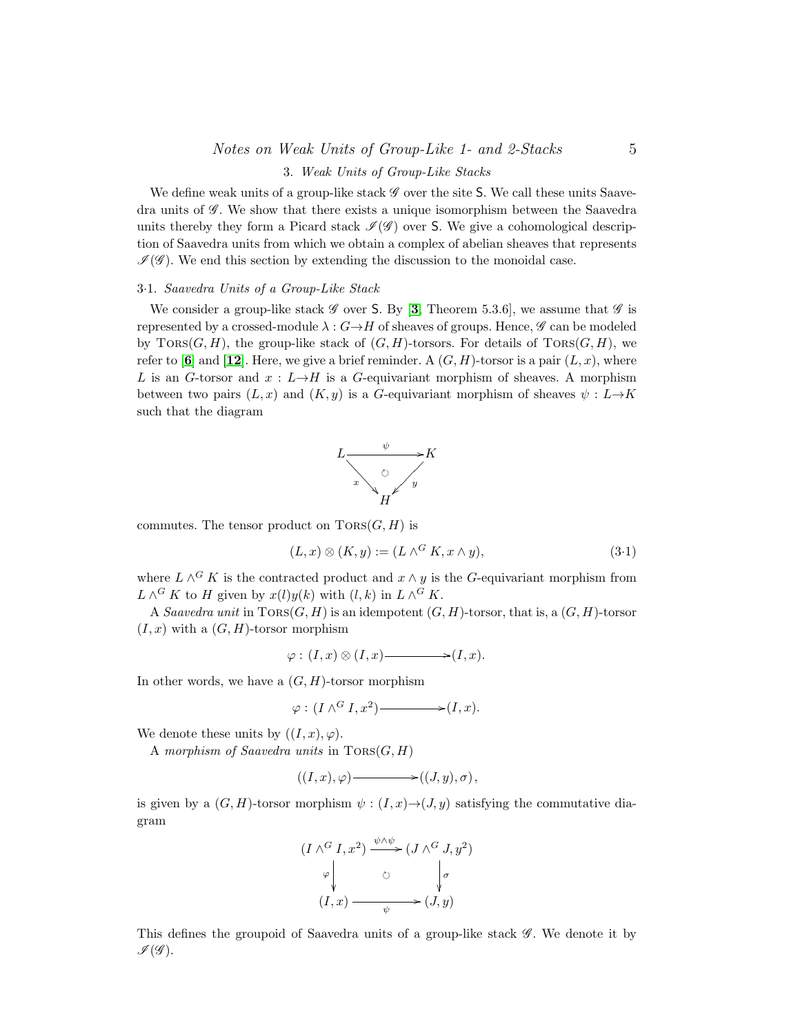## 3. *Weak Units of Group-Like Stacks*

We define weak units of a group-like stack $\mathscr{G}$ over the site $\mathsf{S}$. We call these units Saavedra units of $\mathscr{G}$. We show that there exists a unique isomorphism between the Saavedra units thereby they form a Picard stack $\mathscr{I}(\mathscr{G})$ over $\mathsf{S}$. We give a cohomological description of Saavedra units from which we obtain a complex of abelian sheaves that represents $\mathscr{I}(\mathscr{G})$. We end this section by extending the discussion to the monoidal case.

### 3·1. *Saavedra Units of a Group-Like Stack*

We consider a group-like stack $\mathscr{G}$ over $\mathsf{S}$. By [**3**, Theorem 5.3.6], we assume that $\mathscr{G}$ is represented by a crossed-module $\lambda : G \to H$ of sheaves of groups. Hence, $\mathscr{G}$ can be modeled by $\mathrm{TORS}(G, H)$, the group-like stack of $(G, H)$-torsors. For details of $\mathrm{TORS}(G, H)$, we refer to [**6**] and [**12**]. Here, we give a brief reminder. A $(G, H)$-torsor is a pair $(L, x)$, where $L$ is an $G$-torsor and $x : L \to H$ is a $G$-equivariant morphism of sheaves. A morphism between two pairs $(L, x)$ and $(K, y)$ is a $G$-equivariant morphism of sheaves $\psi : L \to K$ such that the diagram

$$\begin{array}{ccc} L & \xrightarrow{\psi} & K \\ & {\scriptstyle x}\searrow \;\circlearrowleft\; \swarrow{\scriptstyle y} & \\ & H & \end{array}$$

commutes. The tensor product on $\mathrm{TORS}(G, H)$ is

$$(L, x) \otimes (K, y) := (L \wedge^G K, x \wedge y), \tag{3·1}$$

where $L \wedge^G K$ is the contracted product and $x \wedge y$ is the $G$-equivariant morphism from $L \wedge^G K$ to $H$ given by $x(l)y(k)$ with $(l, k)$ in $L \wedge^G K$.

A *Saavedra unit* in $\mathrm{TORS}(G, H)$ is an idempotent $(G, H)$-torsor, that is, a $(G, H)$-torsor $(I, x)$ with a $(G, H)$-torsor morphism

$$\varphi : (I, x) \otimes (I, x) \longrightarrow (I, x).$$

In other words, we have a $(G, H)$-torsor morphism

$$\varphi : (I \wedge^G I, x^2) \longrightarrow (I, x).$$

We denote these units by $((I, x), \varphi)$.

A *morphism of Saavedra units* in $\mathrm{TORS}(G, H)$

$$((I, x), \varphi) \longrightarrow ((J, y), \sigma),$$

is given by a $(G, H)$-torsor morphism $\psi : (I, x) \to (J, y)$ satisfying the commutative diagram

$$\begin{array}{ccc} (I \wedge^G I, x^2) & \xrightarrow{\psi \wedge \psi} & (J \wedge^G J, y^2) \\ {\scriptstyle \varphi}\downarrow & \circlearrowleft & \downarrow{\scriptstyle \sigma} \\ (I, x) & \xrightarrow[\psi]{} & (J, y) \end{array}$$

This defines the groupoid of Saavedra units of a group-like stack $\mathscr{G}$. We denote it by $\mathscr{I}(\mathscr{G})$.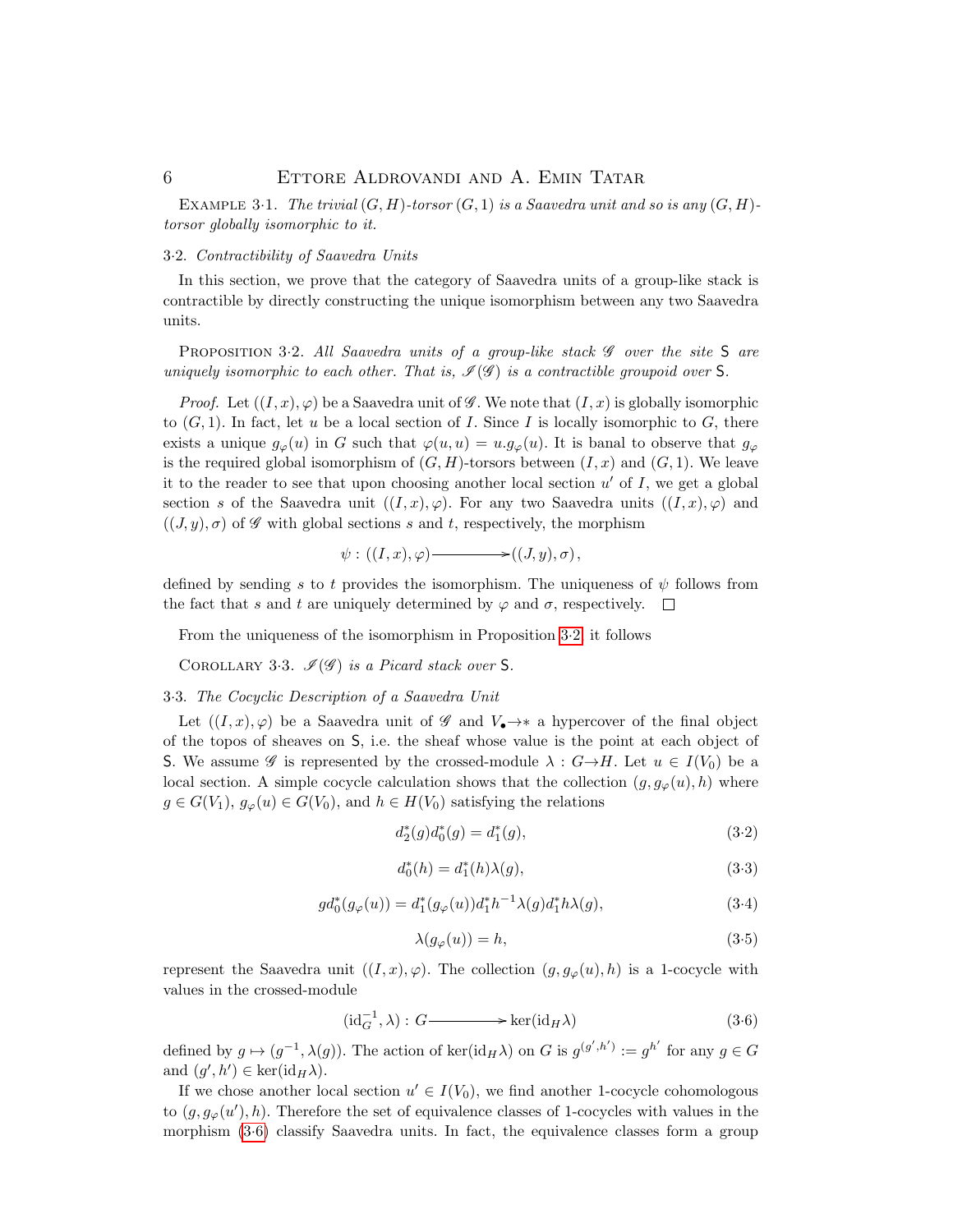Example 3·1. *The trivial $(G, H)$-torsor $(G, 1)$ is a Saavedra unit and so is any $(G, H)$-torsor globally isomorphic to it.*

### 3·2. *Contractibility of Saavedra Units*

In this section, we prove that the category of Saavedra units of a group-like stack is contractible by directly constructing the unique isomorphism between any two Saavedra units.

Proposition 3·2. *All Saavedra units of a group-like stack $\mathscr{G}$ over the site $\mathsf{S}$ are uniquely isomorphic to each other. That is, $\mathscr{I}(\mathscr{G})$ is a contractible groupoid over $\mathsf{S}$.*

*Proof.* Let $((I, x), \varphi)$ be a Saavedra unit of $\mathscr{G}$. We note that $(I, x)$ is globally isomorphic to $(G, 1)$. In fact, let $u$ be a local section of $I$. Since $I$ is locally isomorphic to $G$, there exists a unique $g_\varphi(u)$ in $G$ such that $\varphi(u, u) = u.g_\varphi(u)$. It is banal to observe that $g_\varphi$ is the required global isomorphism of $(G, H)$-torsors between $(I, x)$ and $(G, 1)$. We leave it to the reader to see that upon choosing another local section $u'$ of $I$, we get a global section $s$ of the Saavedra unit $((I, x), \varphi)$. For any two Saavedra units $((I, x), \varphi)$ and $((J, y), \sigma)$ of $\mathscr{G}$ with global sections $s$ and $t$, respectively, the morphism

$$\psi : ((I, x), \varphi) \longrightarrow ((J, y), \sigma),$$

defined by sending $s$ to $t$ provides the isomorphism. The uniqueness of $\psi$ follows from the fact that $s$ and $t$ are uniquely determined by $\varphi$ and $\sigma$, respectively. $\square$

From the uniqueness of the isomorphism in Proposition 3·2, it follows

Corollary 3·3. *$\mathscr{I}(\mathscr{G})$ is a Picard stack over $\mathsf{S}$.*

### 3·3. *The Cocyclic Description of a Saavedra Unit*

Let $((I, x), \varphi)$ be a Saavedra unit of $\mathscr{G}$ and $V_\bullet \to *$ a hypercover of the final object of the topos of sheaves on $\mathsf{S}$, i.e. the sheaf whose value is the point at each object of $\mathsf{S}$. We assume $\mathscr{G}$ is represented by the crossed-module $\lambda : G \to H$. Let $u \in I(V_0)$ be a local section. A simple cocycle calculation shows that the collection $(g, g_\varphi(u), h)$ where $g \in G(V_1)$, $g_\varphi(u) \in G(V_0)$, and $h \in H(V_0)$ satisfying the relations

$$d_2^*(g) d_0^*(g) = d_1^*(g), \tag{3·2}$$

$$d_0^*(h) = d_1^*(h)\lambda(g), \tag{3·3}$$

$$g d_0^*(g_\varphi(u)) = d_1^*(g_\varphi(u)) d_1^* h^{-1} \lambda(g) d_1^* h \lambda(g), \tag{3·4}$$

$$\lambda(g_\varphi(u)) = h, \tag{3·5}$$

represent the Saavedra unit $((I, x), \varphi)$. The collection $(g, g_\varphi(u), h)$ is a 1-cocycle with values in the crossed-module

$$(\mathrm{id}_G^{-1}, \lambda) : G \longrightarrow \ker(\mathrm{id}_H \lambda) \tag{3·6}$$

defined by $g \mapsto (g^{-1}, \lambda(g))$. The action of $\ker(\mathrm{id}_H \lambda)$ on $G$ is $g^{(g', h')} := g^{h'}$ for any $g \in G$ and $(g', h') \in \ker(\mathrm{id}_H \lambda)$.

If we chose another local section $u' \in I(V_0)$, we find another 1-cocycle cohomologous to $(g, g_\varphi(u'), h)$. Therefore the set of equivalence classes of 1-cocycles with values in the morphism (3·6) classify Saavedra units. In fact, the equivalence classes form a group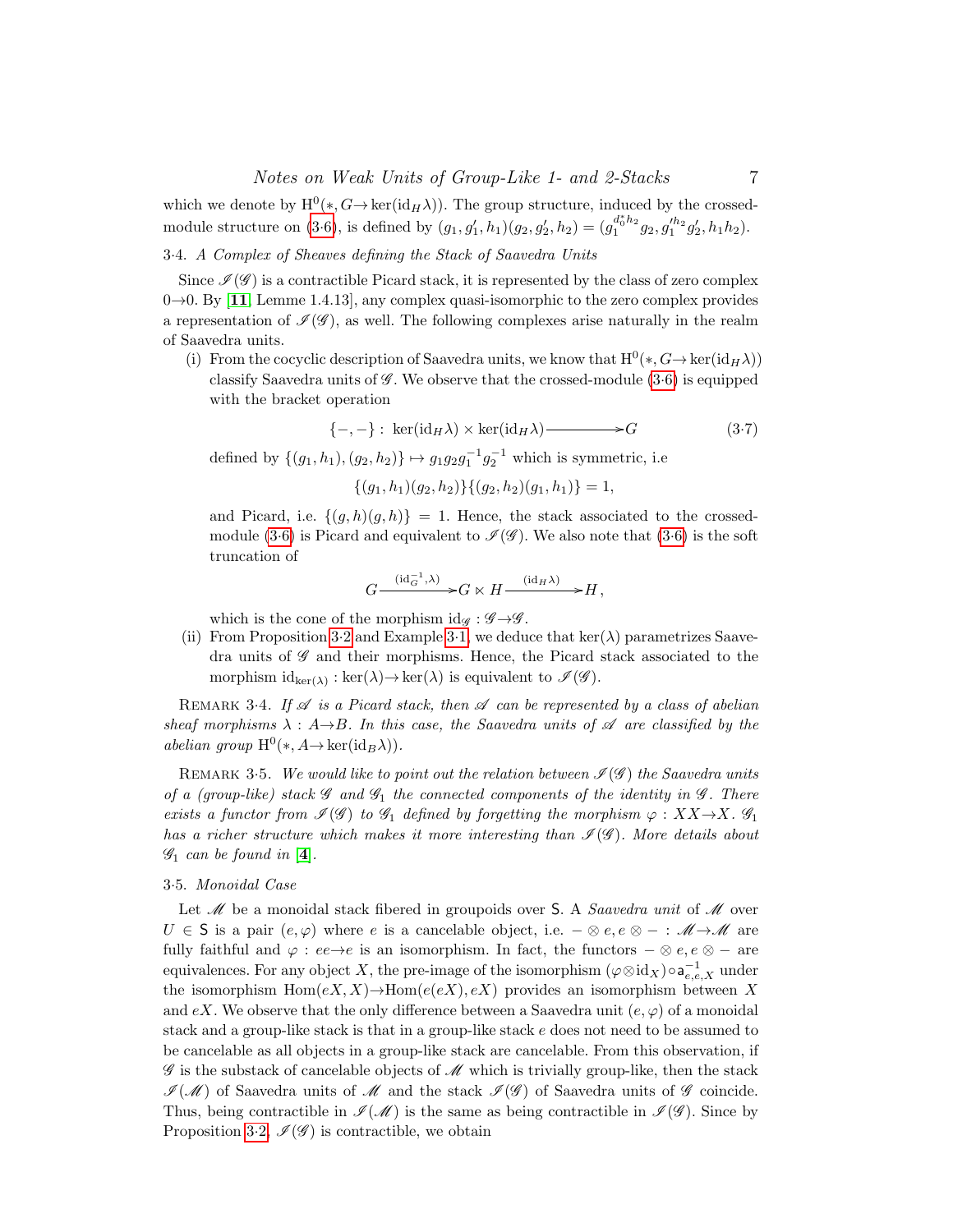which we denote by $\mathrm{H}^0(*, G \to \ker(\mathrm{id}_H \lambda))$. The group structure, induced by the crossed-module structure on (3·6), is defined by $(g_1, g_1', h_1)(g_2, g_2', h_2) = (g_1^{d_0^* h_2} g_2, g_1'^{h_2} g_2', h_1 h_2)$.

### 3·4. *A Complex of Sheaves defining the Stack of Saavedra Units*

Since $\mathscr{I}(\mathscr{G})$ is a contractible Picard stack, it is represented by the class of zero complex $0 \to 0$. By [**11**, Lemme 1.4.13], any complex quasi-isomorphic to the zero complex provides a representation of $\mathscr{I}(\mathscr{G})$, as well. The following complexes arise naturally in the realm of Saavedra units.

(i) From the cocyclic description of Saavedra units, we know that $\mathrm{H}^0(*, G \to \ker(\mathrm{id}_H \lambda))$ classify Saavedra units of $\mathscr{G}$. We observe that the crossed-module (3·6) is equipped with the bracket operation

$$\{-,-\} : \ \ker(\mathrm{id}_H \lambda) \times \ker(\mathrm{id}_H \lambda) \longrightarrow G \tag{3·7}$$

defined by $\{(g_1, h_1), (g_2, h_2)\} \mapsto g_1 g_2 g_1^{-1} g_2^{-1}$ which is symmetric, i.e

$$\{(g_1, h_1)(g_2, h_2)\}\{(g_2, h_2)(g_1, h_1)\} = 1,$$

and Picard, i.e. $\{(g, h)(g, h)\} = 1$. Hence, the stack associated to the crossed-module (3·6) is Picard and equivalent to $\mathscr{I}(\mathscr{G})$. We also note that (3·6) is the soft truncation of

$$G \xrightarrow{(\mathrm{id}_G^{-1}, \lambda)} G \ltimes H \xrightarrow{(\mathrm{id}_H \lambda)} H,$$

which is the cone of the morphism $\mathrm{id}_{\mathscr{G}} : \mathscr{G} \to \mathscr{G}$.

(ii) From Proposition 3·2 and Example 3·1, we deduce that $\ker(\lambda)$ parametrizes Saavedra units of $\mathscr{G}$ and their morphisms. Hence, the Picard stack associated to the morphism $\mathrm{id}_{\ker(\lambda)} : \ker(\lambda) \to \ker(\lambda)$ is equivalent to $\mathscr{I}(\mathscr{G})$.

REMARK 3·4. *If $\mathscr{A}$ is a Picard stack, then $\mathscr{A}$ can be represented by a class of abelian sheaf morphisms $\lambda : A \to B$. In this case, the Saavedra units of $\mathscr{A}$ are classified by the abelian group $\mathrm{H}^0(*, A \to \ker(\mathrm{id}_B \lambda))$.*

REMARK 3·5. *We would like to point out the relation between $\mathscr{I}(\mathscr{G})$ the Saavedra units of a (group-like) stack $\mathscr{G}$ and $\mathscr{G}_1$ the connected components of the identity in $\mathscr{G}$. There exists a functor from $\mathscr{I}(\mathscr{G})$ to $\mathscr{G}_1$ defined by forgetting the morphism $\varphi : XX \to X$. $\mathscr{G}_1$ has a richer structure which makes it more interesting than $\mathscr{I}(\mathscr{G})$. More details about $\mathscr{G}_1$ can be found in [**4**].*

### 3·5. *Monoidal Case*

Let $\mathscr{M}$ be a monoidal stack fibered in groupoids over $\mathsf{S}$. A *Saavedra unit* of $\mathscr{M}$ over $U \in \mathsf{S}$ is a pair $(e, \varphi)$ where $e$ is a cancelable object, i.e. $- \otimes e, e \otimes - : \mathscr{M} \to \mathscr{M}$ are fully faithful and $\varphi : ee \to e$ is an isomorphism. In fact, the functors $- \otimes e, e \otimes -$ are equivalences. For any object $X$, the pre-image of $(\varphi \otimes \mathrm{id}_X) \circ \mathsf{a}_{e,e,X}^{-1}$ under the isomorphism $\mathrm{Hom}(eX, X) \to \mathrm{Hom}(e(eX), eX)$ provides an isomorphism between $X$ and $eX$. We observe that the only difference between a Saavedra unit $(e, \varphi)$ of a monoidal stack and a group-like stack is that in a group-like stack $e$ does not need to be assumed to be cancelable as all objects in a group-like stack are cancelable. From this observation, if $\mathscr{G}$ is the substack of cancelable objects of $\mathscr{M}$ which is trivially group-like, then the stack $\mathscr{I}(\mathscr{M})$ of Saavedra units of $\mathscr{M}$ and the stack $\mathscr{I}(\mathscr{G})$ of Saavedra units of $\mathscr{G}$ coincide. Thus, being contractible in $\mathscr{I}(\mathscr{M})$ is the same as being contractible in $\mathscr{I}(\mathscr{G})$. Since by Proposition 3·2, $\mathscr{I}(\mathscr{G})$ is contractible, we obtain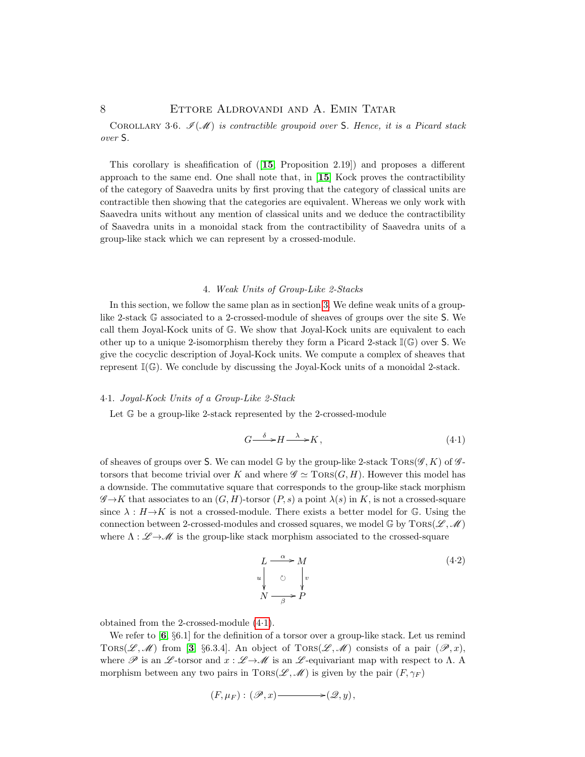Corollary 3·6. *$\mathscr{I}(\mathscr{M})$ is contractible groupoid over $\mathsf{S}$. Hence, it is a Picard stack over $\mathsf{S}$.*

This corollary is sheafification of ([**15**, Proposition 2.19]) and proposes a different approach to the same end. One shall note that, in [**15**] Kock proves the contractibility of the category of Saavedra units by first proving that the category of classical units are contractible then showing that the categories are equivalent. Whereas we only work with Saavedra units without any mention of classical units and we deduce the contractibility of Saavedra units in a monoidal stack from the contractibility of Saavedra units of a group-like stack which we can represent by a crossed-module.

## 4. *Weak Units of Group-Like 2-Stacks*

In this section, we follow the same plan as in section 3. We define weak units of a group-like 2-stack $\mathbb{G}$ associated to a 2-crossed-module of sheaves of groups over the site $\mathsf{S}$. We call them Joyal-Kock units of $\mathbb{G}$. We show that Joyal-Kock units are equivalent to each other up to a unique 2-isomorphism thereby they form a Picard 2-stack $\mathbb{I}(\mathbb{G})$ over $\mathsf{S}$. We give the cocyclic description of Joyal-Kock units. We compute a complex of sheaves that represent $\mathbb{I}(\mathbb{G})$. We conclude by discussing the Joyal-Kock units of a monoidal 2-stack.

### 4·1. *Joyal-Kock Units of a Group-Like 2-Stack*

Let $\mathbb{G}$ be a group-like 2-stack represented by the 2-crossed-module

$$G \xrightarrow{\delta} H \xrightarrow{\lambda} K, \tag{4·1}$$

of sheaves of groups over $\mathsf{S}$. We can model $\mathbb{G}$ by the group-like 2-stack $\mathrm{Tors}(\mathscr{G}, K)$ of $\mathscr{G}$-torsors that become trivial over $K$ and where $\mathscr{G} \simeq \mathrm{Tors}(G, H)$. However this model has a downside. The commutative square that corresponds to the group-like stack morphism $\mathscr{G} \to K$ that associates to an $(G, H)$-torsor $(P, s)$ a point $\lambda(s)$ in $K$, is not a crossed-square since $\lambda : H \to K$ is not a crossed-module. There exists a better model for $\mathbb{G}$. Using the connection between 2-crossed-modules and crossed squares, we model $\mathbb{G}$ by $\mathrm{Tors}(\mathscr{L}, \mathscr{M})$ where $\Lambda : \mathscr{L} \to \mathscr{M}$ is the group-like stack morphism associated to the crossed-square

$$\begin{array}{ccc} L & \xrightarrow{\alpha} & M \\ {\scriptstyle u}\downarrow & \circlearrowleft & \downarrow{\scriptstyle v} \\ N & \xrightarrow[\beta]{} & P \end{array} \tag{4·2}$$

obtained from the 2-crossed-module (4·1).

We refer to [**6**, §6.1] for the definition of a torsor over a group-like stack. Let us remind $\mathrm{Tors}(\mathscr{L}, \mathscr{M})$ from [**3**, §6.3.4]. An object of $\mathrm{Tors}(\mathscr{L}, \mathscr{M})$ consists of a pair $(\mathscr{P}, x)$, where $\mathscr{P}$ is an $\mathscr{L}$-torsor and $x : \mathscr{L} \to \mathscr{M}$ is an $\mathscr{L}$-equivariant map with respect to $\Lambda$. A morphism between any two pairs in $\mathrm{Tors}(\mathscr{L}, \mathscr{M})$ is given by the pair $(F, \gamma_F)$

$$(F, \mu_F) : (\mathscr{P}, x) \longrightarrow (\mathscr{Q}, y),$$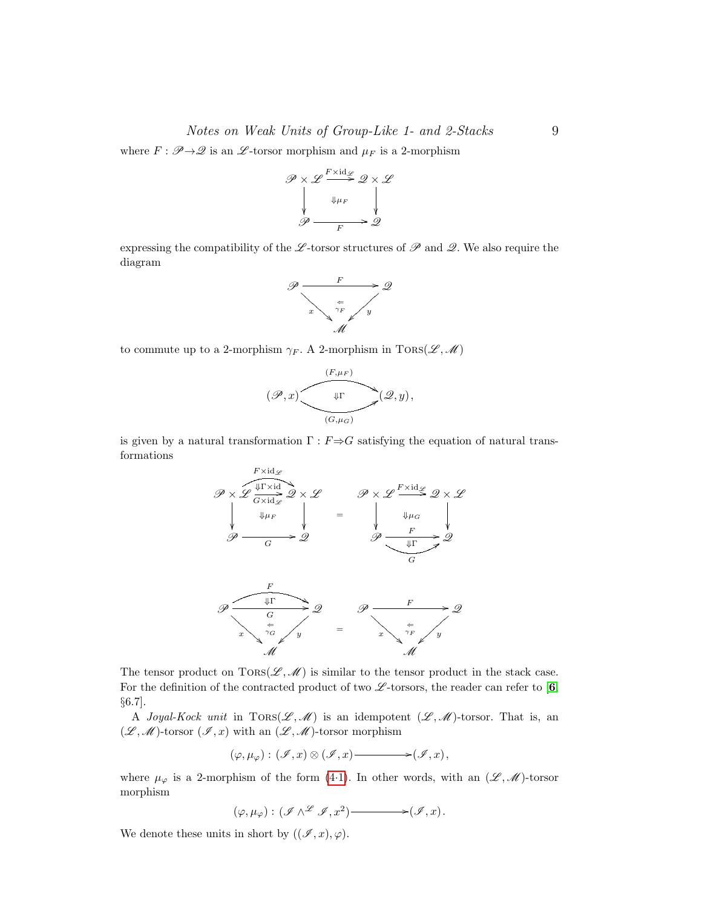where $F : \mathscr{P} \to \mathscr{Q}$ is an $\mathscr{L}$-torsor morphism and $\mu_F$ is a 2-morphism

$$\begin{array}{ccc}
\mathscr{P} \times \mathscr{L} & \xrightarrow{F \times \mathrm{id}_{\mathscr{L}}} & \mathscr{Q} \times \mathscr{L} \\
\downarrow & \Downarrow \mu_F & \downarrow \\
\mathscr{P} & \xrightarrow[F]{} & \mathscr{Q}
\end{array}$$

expressing the compatibility of the $\mathscr{L}$-torsor structures of $\mathscr{P}$ and $\mathscr{Q}$. We also require the diagram

$$\begin{array}{ccc}
\mathscr{P} & \xrightarrow{F} & \mathscr{Q} \\
& {\scriptstyle x} \searrow \overset{\Leftarrow}{\gamma_F} \swarrow {\scriptstyle y} & \\
& \mathscr{M} &
\end{array}$$

to commute up to a 2-morphism $\gamma_F$. A 2-morphism in $\mathrm{T{\small ORS}}(\mathscr{L}, \mathscr{M})$

$$(\mathscr{P}, x) \underset{(G,\mu_G)}{\overset{(F,\mu_F)}{\Downarrow \Gamma}} (\mathscr{Q}, y),$$

is given by a natural transformation $\Gamma : F \Rightarrow G$ satisfying the equation of natural transformations

$$\begin{array}{ccc}
\mathscr{P} \times \mathscr{L} & \underset{G \times \mathrm{id}_{\mathscr{L}}}{\overset{F \times \mathrm{id}_{\mathscr{L}}}{\Downarrow \Gamma \times \mathrm{id}}} & \mathscr{Q} \times \mathscr{L} \\
\downarrow & \Downarrow \mu_F & \downarrow \\
\mathscr{P} & \xrightarrow[G]{} & \mathscr{Q}
\end{array}
\quad = \quad
\begin{array}{ccc}
\mathscr{P} \times \mathscr{L} & \xrightarrow{F \times \mathrm{id}_{\mathscr{L}}} & \mathscr{Q} \times \mathscr{L} \\
\downarrow & \Downarrow \mu_G & \downarrow \\
\mathscr{P} & \underset{G}{\overset{F}{\Downarrow \Gamma}} & \mathscr{Q}
\end{array}$$

$$\begin{array}{ccc}
\mathscr{P} & \underset{G}{\overset{F}{\Downarrow \Gamma}} & \mathscr{Q} \\
& {\scriptstyle x} \searrow \overset{\Leftarrow}{\gamma_G} \swarrow {\scriptstyle y} & \\
& \mathscr{M} &
\end{array}
\quad = \quad
\begin{array}{ccc}
\mathscr{P} & \xrightarrow{F} & \mathscr{Q} \\
& {\scriptstyle x} \searrow \overset{\Leftarrow}{\gamma_F} \swarrow {\scriptstyle y} & \\
& \mathscr{M} &
\end{array}$$

The tensor product on $\mathrm{T{\small ORS}}(\mathscr{L}, \mathscr{M})$ is similar to the tensor product in the stack case. For the definition of the contracted product of two $\mathscr{L}$-torsors, the reader can refer to [6, §6.7].

A *Joyal-Kock unit* in $\mathrm{T{\small ORS}}(\mathscr{L}, \mathscr{M})$ is an idempotent $(\mathscr{L}, \mathscr{M})$-torsor. That is, an $(\mathscr{L}, \mathscr{M})$-torsor $(\mathscr{I}, x)$ with an $(\mathscr{L}, \mathscr{M})$-torsor morphism

$$(\varphi, \mu_\varphi) : (\mathscr{I}, x) \otimes (\mathscr{I}, x) \longrightarrow (\mathscr{I}, x),$$

where $\mu_\varphi$ is a 2-morphism of the form (4·1). In other words, with an $(\mathscr{L}, \mathscr{M})$-torsor morphism

$$(\varphi, \mu_\varphi) : (\mathscr{I} \wedge^{\mathscr{L}} \mathscr{I}, x^2) \longrightarrow (\mathscr{I}, x).$$

We denote these units in short by $((\mathscr{I}, x), \varphi)$.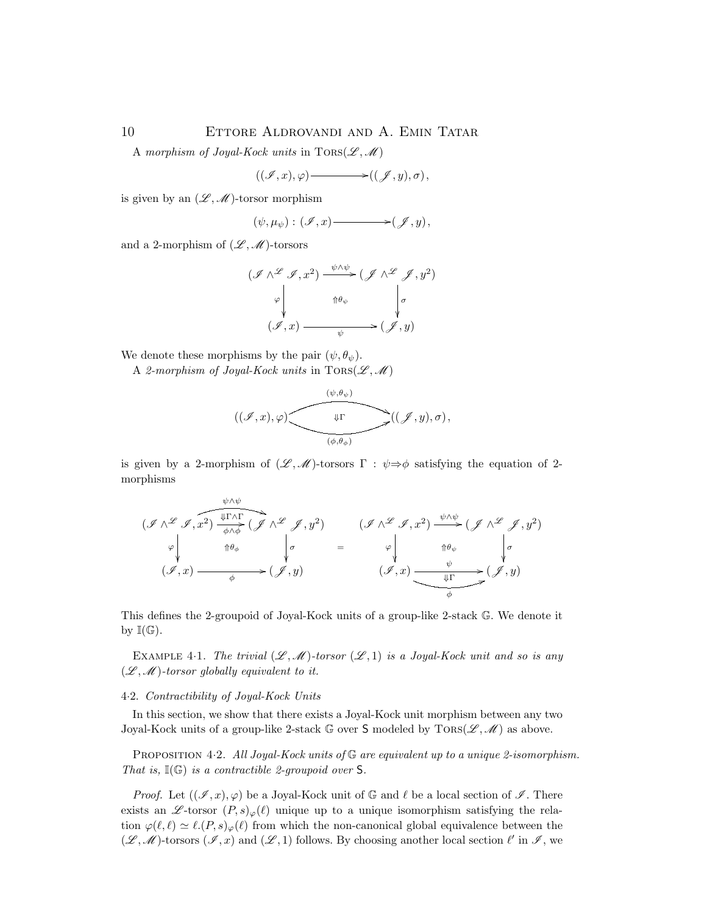A *morphism of Joyal-Kock units* in $\text{Tors}(\mathscr{L}, \mathscr{M})$

$$((\mathscr{I}, x), \varphi) \longrightarrow ((\mathscr{J}, y), \sigma),$$

is given by an $(\mathscr{L}, \mathscr{M})$-torsor morphism

$$(\psi, \mu_\psi) : (\mathscr{I}, x) \longrightarrow (\mathscr{J}, y),$$

and a 2-morphism of $(\mathscr{L}, \mathscr{M})$-torsors

$$\begin{array}{ccc} (\mathscr{I} \wedge^{\mathscr{L}} \mathscr{I}, x^2) & \xrightarrow{\psi \wedge \psi} & (\mathscr{J} \wedge^{\mathscr{L}} \mathscr{J}, y^2) \\ {\scriptstyle\varphi}\downarrow & \Uparrow \theta_\psi & \downarrow{\scriptstyle\sigma} \\ (\mathscr{I}, x) & \xrightarrow[\psi]{} & (\mathscr{J}, y) \end{array}$$

We denote these morphisms by the pair $(\psi, \theta_\psi)$.

A *2-morphism of Joyal-Kock units* in $\text{Tors}(\mathscr{L}, \mathscr{M})$

$$((\mathscr{I}, x), \varphi) \underset{(\phi, \theta_\phi)}{\overset{(\psi, \theta_\psi)}{\Downarrow \Gamma}} ((\mathscr{J}, y), \sigma),$$

is given by a 2-morphism of $(\mathscr{L}, \mathscr{M})$-torsors $\Gamma : \psi \Rightarrow \phi$ satisfying the equation of 2-morphisms

$$\begin{array}{ccc} (\mathscr{I} \wedge^{\mathscr{L}} \mathscr{I}, x^2) & \underset{\phi \wedge \phi}{\overset{\psi \wedge \psi}{\Downarrow \Gamma \wedge \Gamma}} & (\mathscr{J} \wedge^{\mathscr{L}} \mathscr{J}, y^2) \\ {\scriptstyle\varphi}\downarrow & \Uparrow \theta_\phi & \downarrow{\scriptstyle\sigma} \\ (\mathscr{I}, x) & \xrightarrow[\phi]{} & (\mathscr{J}, y) \end{array} \quad = \quad \begin{array}{ccc} (\mathscr{I} \wedge^{\mathscr{L}} \mathscr{I}, x^2) & \xrightarrow{\psi \wedge \psi} & (\mathscr{J} \wedge^{\mathscr{L}} \mathscr{J}, y^2) \\ {\scriptstyle\varphi}\downarrow & \Uparrow \theta_\psi & \downarrow{\scriptstyle\sigma} \\ (\mathscr{I}, x) & \underset{\phi}{\overset{\psi}{\Downarrow \Gamma}} & (\mathscr{J}, y) \end{array}$$

This defines the 2-groupoid of Joyal-Kock units of a group-like 2-stack $\mathbb{G}$. We denote it by $\mathbb{I}(\mathbb{G})$.

Example 4·1. *The trivial $(\mathscr{L}, \mathscr{M})$-torsor $(\mathscr{L}, 1)$ is a Joyal-Kock unit and so is any $(\mathscr{L}, \mathscr{M})$-torsor globally equivalent to it.*

### 4·2. *Contractibility of Joyal-Kock Units*

In this section, we show that there exists a Joyal-Kock unit morphism between any two Joyal-Kock units of a group-like 2-stack $\mathbb{G}$ over $\mathsf{S}$ modeled by $\text{Tors}(\mathscr{L}, \mathscr{M})$ as above.

Proposition 4·2. *All Joyal-Kock units of $\mathbb{G}$ are equivalent up to a unique 2-isomorphism. That is, $\mathbb{I}(\mathbb{G})$ is a contractible 2-groupoid over $\mathsf{S}$.*

*Proof.* Let $((\mathscr{I}, x), \varphi)$ be a Joyal-Kock unit of $\mathbb{G}$ and $\ell$ be a local section of $\mathscr{I}$. There exists an $\mathscr{L}$-torsor $(P, s)_\varphi(\ell)$ unique up to a unique isomorphism satisfying the relation $\varphi(\ell, \ell) \simeq \ell.(P, s)_\varphi(\ell)$ from which the non-canonical global equivalence between the $(\mathscr{L}, \mathscr{M})$-torsors $(\mathscr{I}, x)$ and $(\mathscr{L}, 1)$ follows. By choosing another local section $\ell'$ in $\mathscr{I}$, we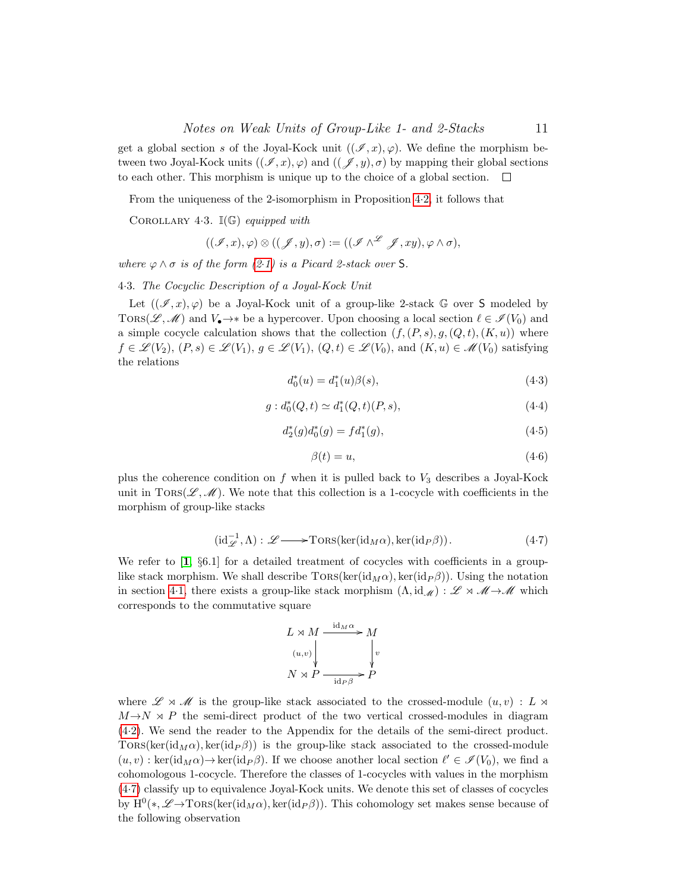get a global section $s$ of the Joyal-Kock unit $((\mathscr{I}, x), \varphi)$. We define the morphism between two Joyal-Kock units $((\mathscr{I}, x), \varphi)$ and $((\mathscr{J}, y), \sigma)$ by mapping their global sections to each other. This morphism is unique up to the choice of a global section. $\square$

From the uniqueness of the 2-isomorphism in Proposition 4·2, it follows that

COROLLARY 4·3. *$\mathbb{I}(\mathbb{G})$ equipped with*

$$((\mathscr{I}, x), \varphi) \otimes ((\mathscr{J}, y), \sigma) := ((\mathscr{I} \wedge^{\mathscr{L}} \mathscr{J}, xy), \varphi \wedge \sigma),$$

*where $\varphi \wedge \sigma$ is of the form (2·1) is a Picard 2-stack over* $\mathsf{S}$.

## 4·3. *The Cocyclic Description of a Joyal-Kock Unit*

Let $((\mathscr{I}, x), \varphi)$ be a Joyal-Kock unit of a group-like 2-stack $\mathbb{G}$ over $\mathsf{S}$ modeled by $\mathrm{TORS}(\mathscr{L}, \mathscr{M})$ and $V_\bullet \to *$ be a hypercover. Upon choosing a local section $\ell \in \mathscr{I}(V_0)$ and a simple cocycle calculation shows that the collection $(f, (P, s), g, (Q, t), (K, u))$ where $f \in \mathscr{L}(V_2)$, $(P, s) \in \mathscr{L}(V_1)$, $g \in \mathscr{L}(V_1)$, $(Q, t) \in \mathscr{L}(V_0)$, and $(K, u) \in \mathscr{M}(V_0)$ satisfying the relations

$$d_0^*(u) = d_1^*(u)\beta(s), \tag{4·3}$$

$$g : d_0^*(Q, t) \simeq d_1^*(Q, t)(P, s), \tag{4·4}$$

$$d_2^*(g) d_0^*(g) = f d_1^*(g), \tag{4·5}$$

$$\beta(t) = u, \tag{4·6}$$

plus the coherence condition on $f$ when it is pulled back to $V_3$ describes a Joyal-Kock unit in $\mathrm{TORS}(\mathscr{L}, \mathscr{M})$. We note that this collection is a 1-cocycle with coefficients in the morphism of group-like stacks

$$(\mathrm{id}_{\mathscr{L}}^{-1}, \Lambda) : \mathscr{L} \longrightarrow \mathrm{TORS}(\ker(\mathrm{id}_M \alpha), \ker(\mathrm{id}_P \beta)). \tag{4·7}$$

We refer to [**1**, §6.1] for a detailed treatment of cocycles with coefficients in a group-like stack morphism. We shall describe $\mathrm{TORS}(\ker(\mathrm{id}_M \alpha), \ker(\mathrm{id}_P \beta))$. Using the notation in section 4·1, there exists a group-like stack morphism $(\Lambda, \mathrm{id}_{\mathscr{M}}) : \mathscr{L} \rtimes \mathscr{M} \to \mathscr{M}$ which corresponds to the commutative square

$$\begin{array}{ccc} L \rtimes M & \xrightarrow{\mathrm{id}_M \alpha} & M \\ {\scriptstyle (u,v)} \downarrow & & \downarrow {\scriptstyle v} \\ N \rtimes P & \xrightarrow[\mathrm{id}_P \beta]{} & P \end{array}$$

where $\mathscr{L} \rtimes \mathscr{M}$ is the group-like stack associated to the crossed-module $(u, v) : L \rtimes M \to N \rtimes P$ the semi-direct product of the two vertical crossed-modules in diagram (4·2). We send the reader to the Appendix for the details of the semi-direct product. $\mathrm{TORS}(\ker(\mathrm{id}_M \alpha), \ker(\mathrm{id}_P \beta))$ is the group-like stack associated to the crossed-module $(u, v) : \ker(\mathrm{id}_M \alpha) \to \ker(\mathrm{id}_P \beta)$. If we choose another local section $\ell' \in \mathscr{I}(V_0)$, we find a cohomologous 1-cocycle. Therefore the classes of 1-cocycles with values in the morphism (4·7) classify up to equivalence Joyal-Kock units. We denote this set of classes of cocycles by $\mathrm{H}^0(*, \mathscr{L} \to \mathrm{TORS}(\ker(\mathrm{id}_M \alpha), \ker(\mathrm{id}_P \beta))$. This cohomology set makes sense because of the following observation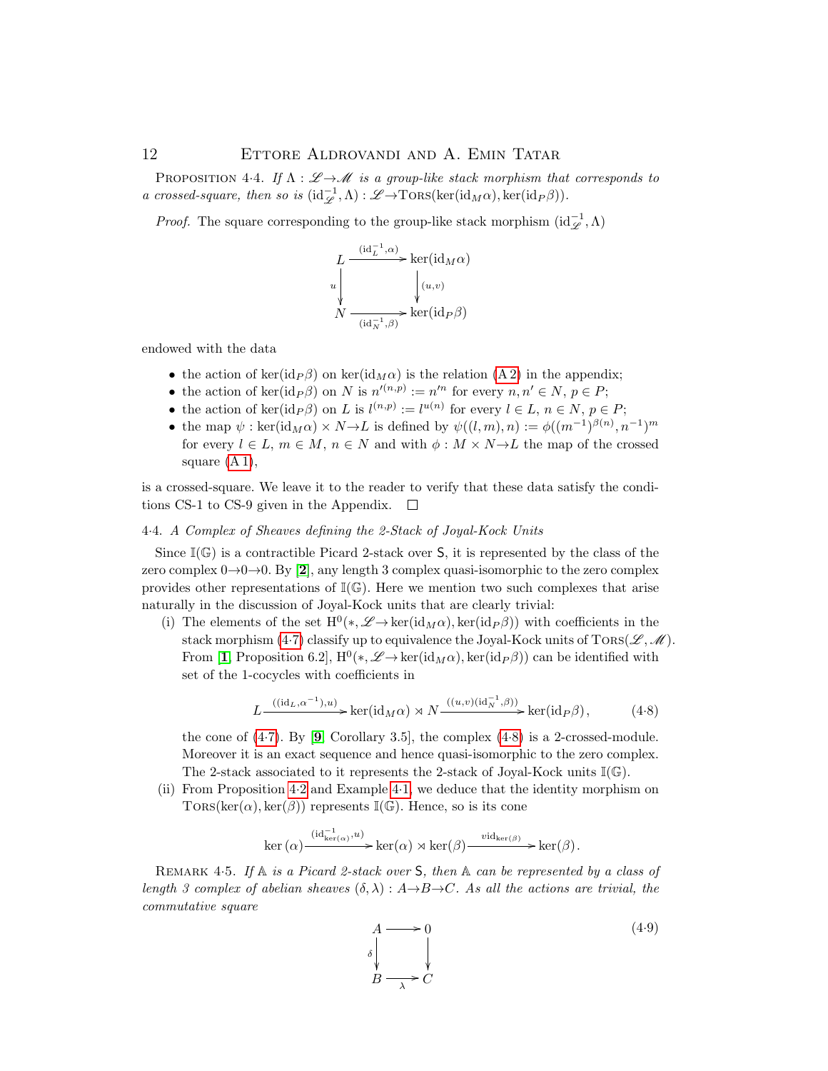PROPOSITION 4·4. *If $\Lambda : \mathscr{L} \to \mathscr{M}$ is a group-like stack morphism that corresponds to a crossed-square, then so is $(\mathrm{id}_{\mathscr{L}}^{-1}, \Lambda) : \mathscr{L} \to \mathrm{T\small{ORS}}(\ker(\mathrm{id}_M \alpha), \ker(\mathrm{id}_P \beta))$.*

*Proof.* The square corresponding to the group-like stack morphism $(\mathrm{id}_{\mathscr{L}}^{-1}, \Lambda)$

$$\begin{array}{ccc} L & \xrightarrow{(\mathrm{id}_L^{-1}, \alpha)} & \ker(\mathrm{id}_M \alpha) \\ {\scriptstyle u}\downarrow & & \downarrow{\scriptstyle (u,v)} \\ N & \xrightarrow[(\mathrm{id}_N^{-1}, \beta)]{} & \ker(\mathrm{id}_P \beta) \end{array}$$

endowed with the data

- the action of $\ker(\mathrm{id}_P\beta)$ on $\ker(\mathrm{id}_M\alpha)$ is the relation (A 2) in the appendix;
- the action of $\ker(\mathrm{id}_P\beta)$ on $N$ is $n'^{(n,p)} := n'^{n}$ for every $n, n' \in N$, $p \in P$;
- the action of $\ker(\mathrm{id}_P\beta)$ on $L$ is $l^{(n,p)} := l^{u(n)}$ for every $l \in L$, $n \in N$, $p \in P$;
- the map $\psi : \ker(\mathrm{id}_M\alpha) \times N \to L$ is defined by $\psi((l,m),n) := \phi((m^{-1})^{\beta(n)}, n^{-1})^m$ for every $l \in L$, $m \in M$, $n \in N$ and with $\phi : M \times N \to L$ the map of the crossed square (A 1),

is a crossed-square. We leave it to the reader to verify that these data satisfy the conditions CS-1 to CS-9 given in the Appendix. $\square$

### 4·4. *A Complex of Sheaves defining the 2-Stack of Joyal-Kock Units*

Since $\mathbb{I}(\mathbb{G})$ is a contractible Picard 2-stack over $\mathsf{S}$, it is represented by the class of the zero complex $0 \to 0 \to 0$. By [**2**], any length 3 complex quasi-isomorphic to the zero complex provides other representations of $\mathbb{I}(\mathbb{G})$. Here we mention two such complexes that arise naturally in the discussion of Joyal-Kock units that are clearly trivial:

(i) The elements of the set $\mathrm{H}^0(*, \mathscr{L} \to \ker(\mathrm{id}_M\alpha), \ker(\mathrm{id}_P\beta))$ with coefficients in the stack morphism (4·7) classify up to equivalence the Joyal-Kock units of $\mathrm{T\small{ORS}}(\mathscr{L}, \mathscr{M})$. From [**1**, Proposition 6.2], $\mathrm{H}^0(*, \mathscr{L} \to \ker(\mathrm{id}_M\alpha), \ker(\mathrm{id}_P\beta))$ can be identified with set of the 1-cocycles with coefficients in

$$L \xrightarrow{((\mathrm{id}_L, \alpha^{-1}), u)} \ker(\mathrm{id}_M\alpha) \rtimes N \xrightarrow{((u,v)(\mathrm{id}_N^{-1}, \beta))} \ker(\mathrm{id}_P\beta)\,, \tag{4·8}$$

the cone of (4·7). By [**9**, Corollary 3.5], the complex (4·8) is a 2-crossed-module. Moreover it is an exact sequence and hence quasi-isomorphic to the zero complex. The 2-stack associated to it represents the 2-stack of Joyal-Kock units $\mathbb{I}(\mathbb{G})$.

(ii) From Proposition 4·2 and Example 4·1, we deduce that the identity morphism on $\mathrm{T\small{ORS}}(\ker(\alpha), \ker(\beta))$ represents $\mathbb{I}(\mathbb{G})$. Hence, so is its cone

$$\ker(\alpha) \xrightarrow{(\mathrm{id}_{\ker(\alpha)}^{-1}, u)} \ker(\alpha) \rtimes \ker(\beta) \xrightarrow{v\mathrm{id}_{\ker(\beta)}} \ker(\beta)\,.$$

REMARK 4·5. *If $\mathbb{A}$ is a Picard 2-stack over $\mathsf{S}$, then $\mathbb{A}$ can be represented by a class of length 3 complex of abelian sheaves $(\delta, \lambda) : A \to B \to C$. As all the actions are trivial, the commutative square*

$$\begin{array}{ccc} A & \longrightarrow & 0 \\ {\scriptstyle \delta}\downarrow & & \downarrow \\ B & \xrightarrow[\lambda]{} & C \end{array} \tag{4·9}$$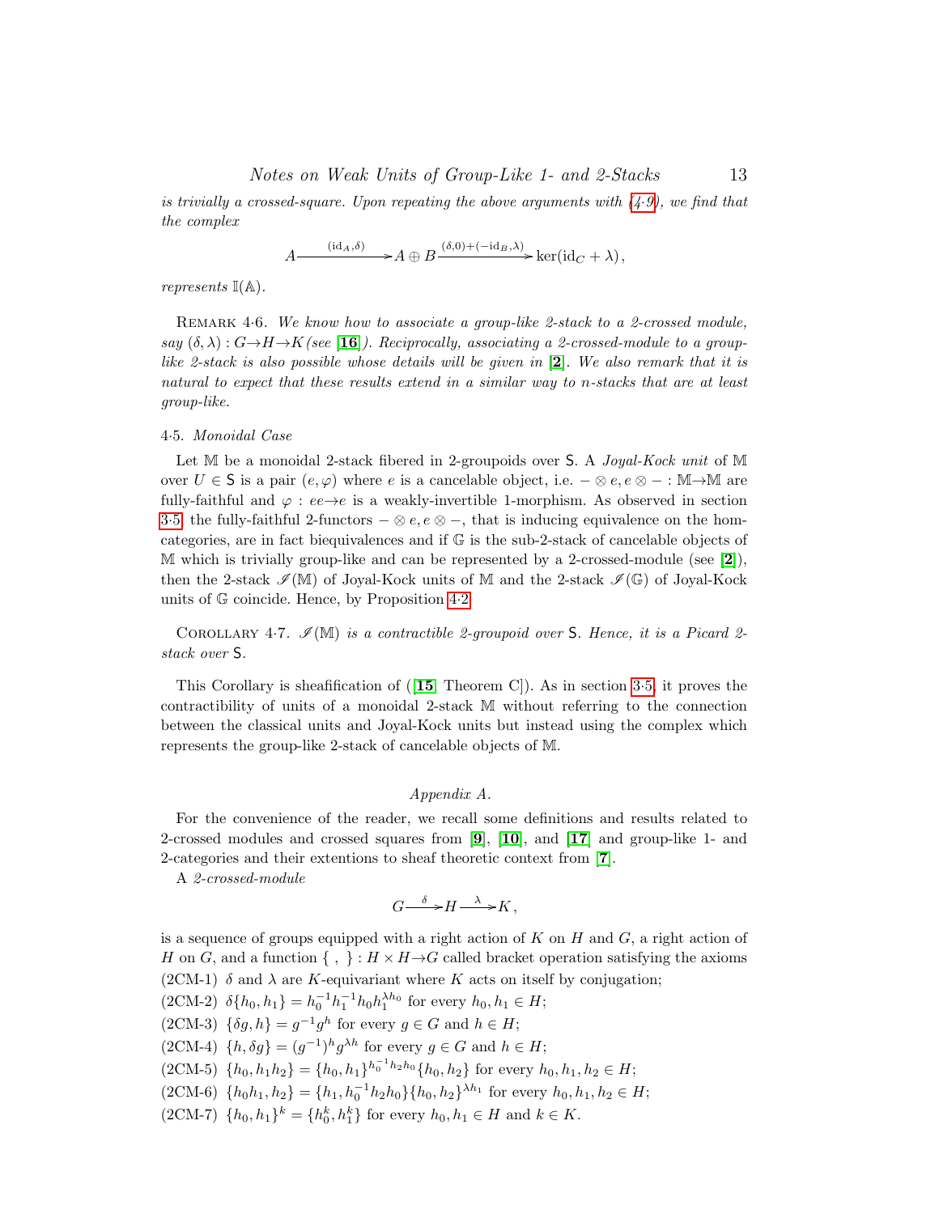*is trivially a crossed-square. Upon repeating the above arguments with (4·9), we find that the complex*

$$A \xrightarrow{(\mathrm{id}_A,\delta)} A \oplus B \xrightarrow{(\delta,0)+(-\mathrm{id}_B,\lambda)} \ker(\mathrm{id}_C + \lambda),$$

*represents* $\mathbb{I}(\mathbb{A})$.

Remark 4·6. *We know how to associate a group-like 2-stack to a 2-crossed module, say* $(\delta, \lambda) : G \to H \to K$ *(see* [**16**]*). Reciprocally, associating a 2-crossed-module to a group-like 2-stack is also possible whose details will be given in* [**2**]*. We also remark that it is natural to expect that these results extend in a similar way to n-stacks that are at least group-like.*

4·5. *Monoidal Case*

Let $\mathbb{M}$ be a monoidal 2-stack fibered in 2-groupoids over $\mathsf{S}$. A *Joyal-Kock unit* of $\mathbb{M}$ over $U \in \mathsf{S}$ is a pair $(e, \varphi)$ where $e$ is a cancelable object, i.e. $- \otimes e, e \otimes - : \mathbb{M} \to \mathbb{M}$ are fully-faithful and $\varphi : ee \to e$ is a weakly-invertible 1-morphism. As observed in section 3·5, the fully-faithful 2-functors $- \otimes e, e \otimes -$, that is inducing equivalence on the hom-categories, are in fact biequivalences and if $\mathbb{G}$ is the sub-2-stack of cancelable objects of $\mathbb{M}$ which is trivially group-like and can be represented by a 2-crossed-module (see [**2**]), then the 2-stack $\mathscr{I}(\mathbb{M})$ of Joyal-Kock units of $\mathbb{M}$ and the 2-stack $\mathscr{I}(\mathbb{G})$ of Joyal-Kock units of $\mathbb{G}$ coincide. Hence, by Proposition 4·2

Corollary 4·7. $\mathscr{I}(\mathbb{M})$ *is a contractible 2-groupoid over* $\mathsf{S}$*. Hence, it is a Picard 2-stack over* $\mathsf{S}$*.*

This Corollary is sheafification of ([**15**, Theorem C]). As in section 3·5, it proves the contractibility of units of a monoidal 2-stack $\mathbb{M}$ without referring to the connection between the classical units and Joyal-Kock units but instead using the complex which represents the group-like 2-stack of cancelable objects of $\mathbb{M}$.

## *Appendix A.*

For the convenience of the reader, we recall some definitions and results related to 2-crossed modules and crossed squares from [**9**], [**10**], and [**17**] and group-like 1- and 2-categories and their extentions to sheaf theoretic context from [**7**].

A *2-crossed-module*

$$G \xrightarrow{\delta} H \xrightarrow{\lambda} K,$$

is a sequence of groups equipped with a right action of $K$ on $H$ and $G$, a right action of $H$ on $G$, and a function $\{\ ,\ \} : H \times H \to G$ called bracket operation satisfying the axioms

(2CM-1) $\delta$ and $\lambda$ are $K$-equivariant where $K$ acts on itself by conjugation;

(2CM-2) $\delta\{h_0, h_1\} = h_0^{-1} h_1^{-1} h_0 h_1^{\lambda h_0}$ for every $h_0, h_1 \in H$;

(2CM-3) $\{\delta g, h\} = g^{-1} g^h$ for every $g \in G$ and $h \in H$;

(2CM-4) $\{h, \delta g\} = (g^{-1})^h g^{\lambda h}$ for every $g \in G$ and $h \in H$;

(2CM-5) $\{h_0, h_1 h_2\} = \{h_0, h_1\}^{h_0^{-1} h_2 h_0} \{h_0, h_2\}$ for every $h_0, h_1, h_2 \in H$;

(2CM-6) $\{h_0 h_1, h_2\} = \{h_1, h_0^{-1} h_2 h_0\} \{h_0, h_2\}^{\lambda h_1}$ for every $h_0, h_1, h_2 \in H$;

(2CM-7) $\{h_0, h_1\}^k = \{h_0^k, h_1^k\}$ for every $h_0, h_1 \in H$ and $k \in K$.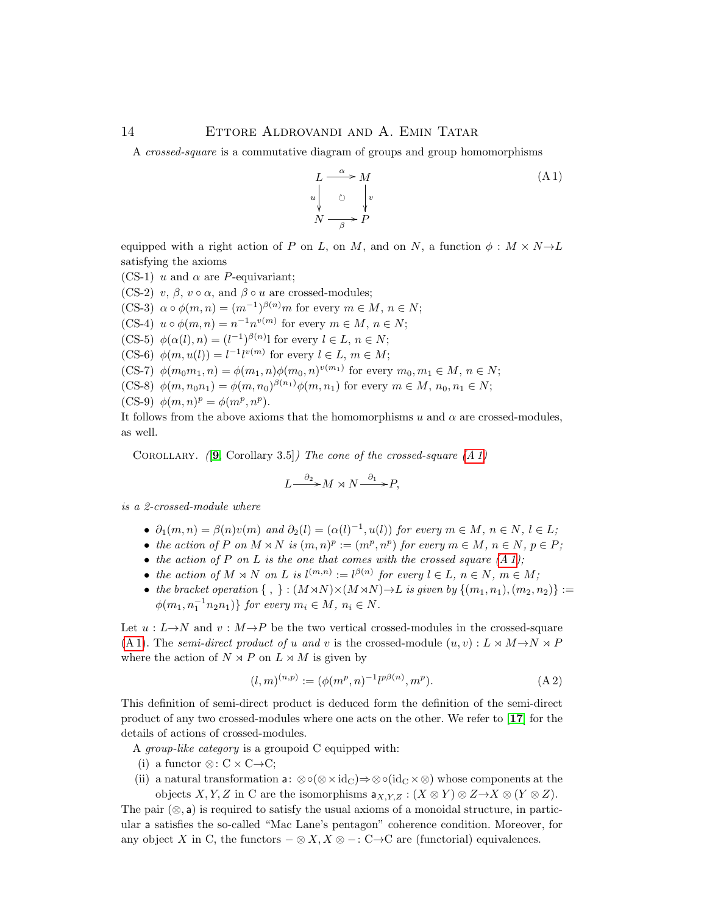A *crossed-square* is a commutative diagram of groups and group homomorphisms

$$\begin{array}{ccc} L & \xrightarrow{\alpha} & M \\ {\scriptstyle u}\downarrow & \circlearrowleft & \downarrow{\scriptstyle v} \\ N & \xrightarrow[\beta]{} & P \end{array} \tag{A 1}$$

equipped with a right action of $P$ on $L$, on $M$, and on $N$, a function $\phi : M \times N \to L$ satisfying the axioms

(CS-1) $u$ and $\alpha$ are $P$-equivariant;
(CS-2) $v$, $\beta$, $v \circ \alpha$, and $\beta \circ u$ are crossed-modules;
(CS-3) $\alpha \circ \phi(m, n) = (m^{-1})^{\beta(n)} m$ for every $m \in M$, $n \in N$;
(CS-4) $u \circ \phi(m, n) = n^{-1} n^{v(m)}$ for every $m \in M$, $n \in N$;
(CS-5) $\phi(\alpha(l), n) = (l^{-1})^{\beta(n)} l$ for every $l \in L$, $n \in N$;
(CS-6) $\phi(m, u(l)) = l^{-1} l^{v(m)}$ for every $l \in L$, $m \in M$;
(CS-7) $\phi(m_0 m_1, n) = \phi(m_1, n)\phi(m_0, n)^{v(m_1)}$ for every $m_0, m_1 \in M$, $n \in N$;
(CS-8) $\phi(m, n_0 n_1) = \phi(m, n_0)^{\beta(n_1)} \phi(m, n_1)$ for every $m \in M$, $n_0, n_1 \in N$;
(CS-9) $\phi(m, n)^p = \phi(m^p, n^p)$.

It follows from the above axioms that the homomorphisms $u$ and $\alpha$ are crossed-modules, as well.

Corollary. *([9, Corollary 3.5]) The cone of the crossed-square (A 1)*

$$L \xrightarrow{\partial_2} M \rtimes N \xrightarrow{\partial_1} P,$$

*is a 2-crossed-module where*

- *$\partial_1(m, n) = \beta(n)v(m)$ and $\partial_2(l) = (\alpha(l)^{-1}, u(l))$ for every $m \in M$, $n \in N$, $l \in L$;*
- *the action of $P$ on $M \rtimes N$ is $(m, n)^p := (m^p, n^p)$ for every $m \in M$, $n \in N$, $p \in P$;*
- *the action of $P$ on $L$ is the one that comes with the crossed square (A 1);*
- *the action of $M \rtimes N$ on $L$ is $l^{(m,n)} := l^{\beta(n)}$ for every $l \in L$, $n \in N$, $m \in M$;*
- *the bracket operation $\{\ ,\ \} : (M \rtimes N) \times (M \rtimes N) \to L$ is given by $\{(m_1, n_1), (m_2, n_2)\} := \phi(m_1, n_1^{-1} n_2 n_1)\}$ for every $m_i \in M$, $n_i \in N$.*

Let $u : L \to N$ and $v : M \to P$ be the two vertical crossed-modules in the crossed-square (A 1). The *semi-direct product of $u$ and $v$* is the crossed-module $(u, v) : L \rtimes M \to N \rtimes P$ where the action of $N \rtimes P$ on $L \rtimes M$ is given by

$$(l, m)^{(n,p)} := (\phi(m^p, n)^{-1} l^{p\beta(n)}, m^p). \tag{A 2}$$

This definition of semi-direct product is deduced form the definition of the semi-direct product of any two crossed-modules where one acts on the other. We refer to [17] for the details of actions of crossed-modules.

A *group-like category* is a groupoid C equipped with:

(i) a functor $\otimes \colon \mathrm{C} \times \mathrm{C} \to \mathrm{C}$;
(ii) a natural transformation $\mathsf{a} \colon \otimes \circ (\otimes \times \mathrm{id}_{\mathrm{C}}) \Rightarrow \otimes \circ (\mathrm{id}_{\mathrm{C}} \times \otimes)$ whose components at the objects $X, Y, Z$ in C are the isomorphisms $\mathsf{a}_{X,Y,Z} : (X \otimes Y) \otimes Z \to X \otimes (Y \otimes Z)$.

The pair $(\otimes, \mathsf{a})$ is required to satisfy the usual axioms of a monoidal structure, in particular $\mathsf{a}$ satisfies the so-called "Mac Lane's pentagon" coherence condition. Moreover, for any object $X$ in C, the functors $- \otimes X, X \otimes - \colon \mathrm{C} \to \mathrm{C}$ are (functorial) equivalences.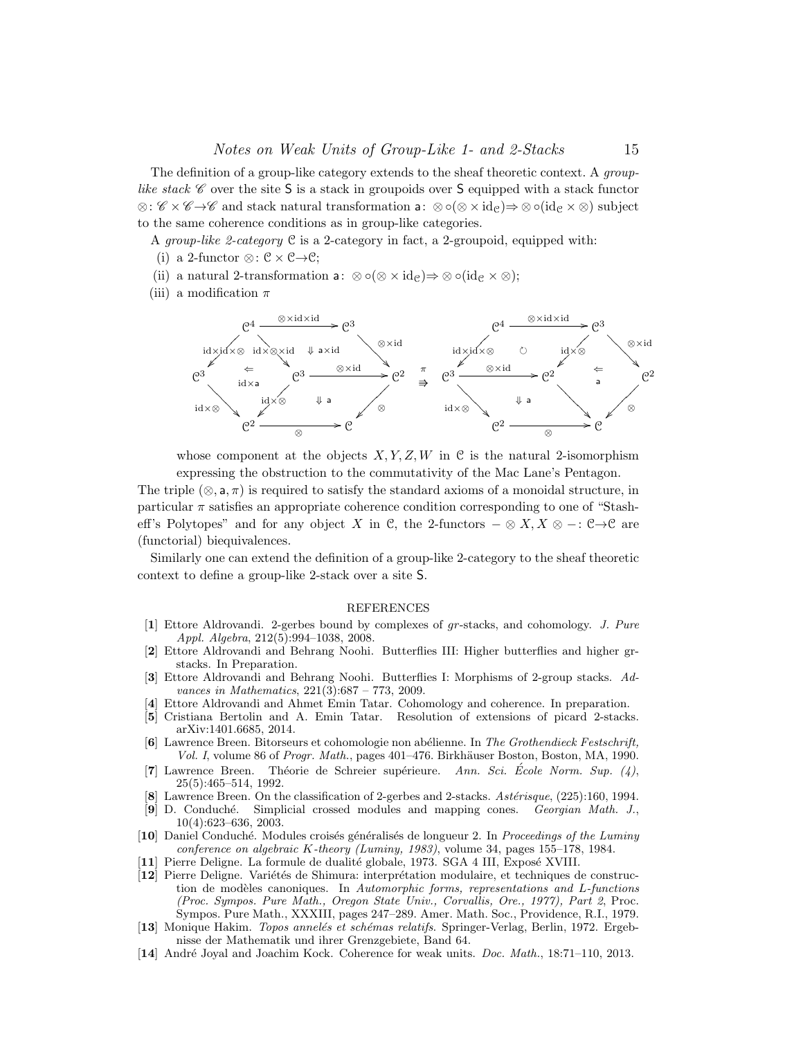The definition of a group-like category extends to the sheaf theoretic context. A *group-like stack* $\mathscr{C}$ over the site $\mathsf{S}$ is a stack in groupoids over $\mathsf{S}$ equipped with a stack functor $\otimes\colon \mathscr{C}\times\mathscr{C}\to\mathscr{C}$ and stack natural transformation $\mathsf{a}\colon \otimes\circ(\otimes\times \mathrm{id}_{\mathcal{C}})\Rightarrow\otimes\circ(\mathrm{id}_{\mathcal{C}}\times\otimes)$ subject to the same coherence conditions as in group-like categories.

A *group-like 2-category* $\mathcal{C}$ is a 2-category in fact, a 2-groupoid, equipped with:

(i) a 2-functor $\otimes\colon \mathcal{C}\times\mathcal{C}\to\mathcal{C}$;

(ii) a natural 2-transformation $\mathsf{a}\colon \otimes\circ(\otimes\times \mathrm{id}_{\mathcal{C}})\Rightarrow\otimes\circ(\mathrm{id}_{\mathcal{C}}\times\otimes)$;

(iii) a modification $\pi$

$$
\begin{array}{ccc}
\left(
\begin{array}{l}
\mathcal{C}^4 \xrightarrow{\otimes\times\mathrm{id}\times\mathrm{id}} \mathcal{C}^3 \xrightarrow{\otimes\times\mathrm{id}} \mathcal{C}^2 \\
\mathcal{C}^4 \xrightarrow{\mathrm{id}\times\otimes\times\mathrm{id}} \mathcal{C}^3 \xrightarrow{\otimes\times\mathrm{id}} \mathcal{C}^2 \quad (\Downarrow\ \mathsf{a}\times\mathrm{id}) \\
\mathcal{C}^4 \xrightarrow{\mathrm{id}\times\mathrm{id}\times\otimes} \mathcal{C}^3 \xrightarrow{\mathrm{id}\times\otimes} \mathcal{C}^2 \quad (\Leftarrow\ \mathrm{id}\times\mathsf{a}) \\
\mathcal{C}^3 \xrightarrow{\mathrm{id}\times\otimes} \mathcal{C}^2 \xrightarrow{\otimes} \mathcal{C},\quad \mathcal{C}^2 \xrightarrow{\otimes} \mathcal{C} \quad (\Downarrow\ \mathsf{a})
\end{array}
\right)
& \overset{\pi}{\Rrightarrow} &
\left(
\begin{array}{l}
\mathcal{C}^4 \xrightarrow{\otimes\times\mathrm{id}\times\mathrm{id}} \mathcal{C}^3 \xrightarrow{\otimes\times\mathrm{id}} \mathcal{C}^2 \\
\mathcal{C}^4 \xrightarrow{\mathrm{id}\times\mathrm{id}\times\otimes} \mathcal{C}^3 \xrightarrow{\otimes\times\mathrm{id}} \mathcal{C}^2,\quad \mathcal{C}^3 \xrightarrow{\mathrm{id}\times\otimes} \mathcal{C}^2 \quad (\circlearrowleft) \\
\mathcal{C}^2 \to \mathcal{C} \quad (\Leftarrow\ \mathsf{a}) \\
\mathcal{C}^3 \xrightarrow{\mathrm{id}\times\otimes} \mathcal{C}^2 \xrightarrow{\otimes} \mathcal{C},\quad \mathcal{C}^2 \xrightarrow{\otimes} \mathcal{C} \quad (\Downarrow\ \mathsf{a})
\end{array}
\right)
\end{array}
$$

whose component at the objects $X, Y, Z, W$ in $\mathcal{C}$ is the natural 2-isomorphism expressing the obstruction to the commutativity of the Mac Lane's Pentagon.

The triple $(\otimes, \mathsf{a}, \pi)$ is required to satisfy the standard axioms of a monoidal structure, in particular $\pi$ satisfies an appropriate coherence condition corresponding to one of "Stasheff's Polytopes" and for any object $X$ in $\mathcal{C}$, the 2-functors $-\otimes X, X\otimes -\colon \mathcal{C}\to\mathcal{C}$ are (functorial) biequivalences.

Similarly one can extend the definition of a group-like 2-category to the sheaf theoretic context to define a group-like 2-stack over a site $\mathsf{S}$.

## REFERENCES

[**1**] Ettore Aldrovandi. 2-gerbes bound by complexes of *gr*-stacks, and cohomology. *J. Pure Appl. Algebra*, 212(5):994–1038, 2008.

[**2**] Ettore Aldrovandi and Behrang Noohi. Butterflies III: Higher butterflies and higher gr-stacks. In Preparation.

[**3**] Ettore Aldrovandi and Behrang Noohi. Butterflies I: Morphisms of 2-group stacks. *Advances in Mathematics*, 221(3):687 – 773, 2009.

[**4**] Ettore Aldrovandi and Ahmet Emin Tatar. Cohomology and coherence. In preparation.

[**5**] Cristiana Bertolin and A. Emin Tatar. Resolution of extensions of picard 2-stacks. arXiv:1401.6685, 2014.

[**6**] Lawrence Breen. Bitorseurs et cohomologie non abélienne. In *The Grothendieck Festschrift, Vol. I*, volume 86 of *Progr. Math.*, pages 401–476. Birkhäuser Boston, Boston, MA, 1990.

[**7**] Lawrence Breen. Théorie de Schreier supérieure. *Ann. Sci. École Norm. Sup. (4)*, 25(5):465–514, 1992.

[**8**] Lawrence Breen. On the classification of 2-gerbes and 2-stacks. *Astérisque*, (225):160, 1994.

[**9**] D. Conduché. Simplicial crossed modules and mapping cones. *Georgian Math. J.*, 10(4):623–636, 2003.

[**10**] Daniel Conduché. Modules croisés généralisés de longueur 2. In *Proceedings of the Luminy conference on algebraic K-theory (Luminy, 1983)*, volume 34, pages 155–178, 1984.

[**11**] Pierre Deligne. La formule de dualité globale, 1973. SGA 4 III, Exposé XVIII.

[**12**] Pierre Deligne. Variétés de Shimura: interprétation modulaire, et techniques de construction de modèles canoniques. In *Automorphic forms, representations and L-functions (Proc. Sympos. Pure Math., Oregon State Univ., Corvallis, Ore., 1977), Part 2*, Proc. Sympos. Pure Math., XXXIII, pages 247–289. Amer. Math. Soc., Providence, R.I., 1979.

[**13**] Monique Hakim. *Topos annelés et schémas relatifs*. Springer-Verlag, Berlin, 1972. Ergebnisse der Mathematik und ihrer Grenzgebiete, Band 64.

[**14**] André Joyal and Joachim Kock. Coherence for weak units. *Doc. Math.*, 18:71–110, 2013.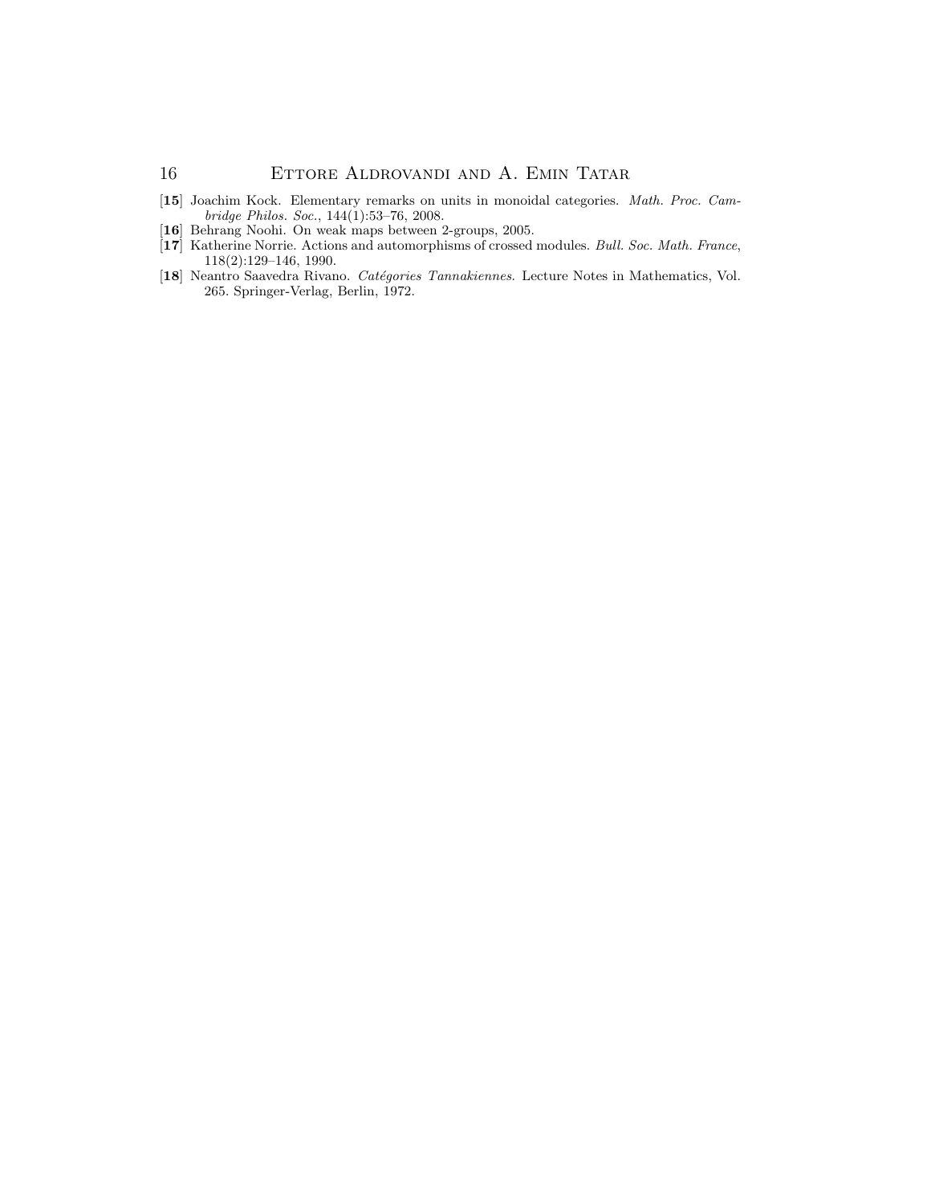[**15**] Joachim Kock. Elementary remarks on units in monoidal categories. *Math. Proc. Cambridge Philos. Soc.*, 144(1):53–76, 2008.

[**16**] Behrang Noohi. On weak maps between 2-groups, 2005.

[**17**] Katherine Norrie. Actions and automorphisms of crossed modules. *Bull. Soc. Math. France*, 118(2):129–146, 1990.

[**18**] Neantro Saavedra Rivano. *Catégories Tannakiennes*. Lecture Notes in Mathematics, Vol. 265. Springer-Verlag, Berlin, 1972.